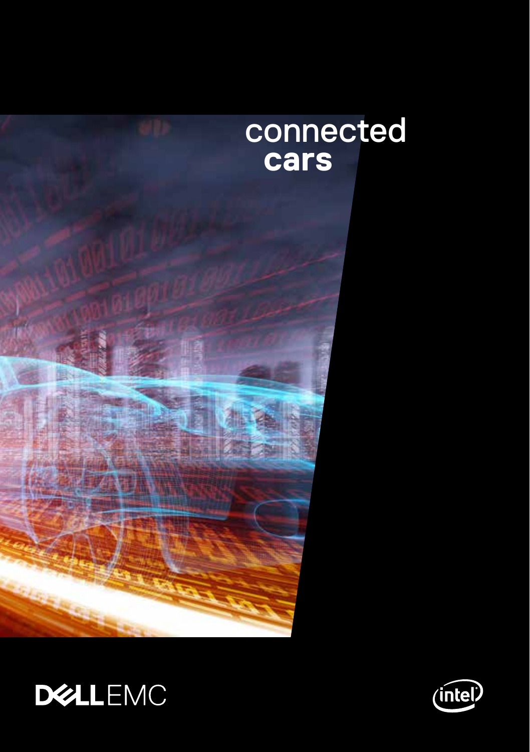# connected **cars**

DELL EMC

intel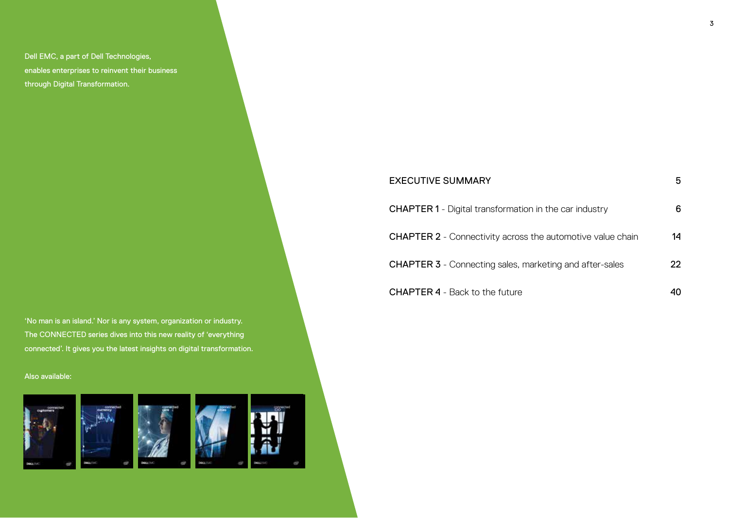Dell EMC, a part of Dell Technologies, enables enterprises to reinvent their business through Digital Transformation.

‘No man is an island.’ Nor is any system, organization or industry. The CONNECTED series dives into this new reality of ‘everything connected’. It gives you the latest insights on digital transformation.

Also available:

| | |
|---|---|
| EXECUTIVE SUMMARY | 5 |
| CHAPTER 1 - Digital transformation in the car industry | 6 |
| CHAPTER 2 - Connectivity across the automotive value chain | 14 |
| CHAPTER 3 - Connecting sales, marketing and after-sales | 22 |
| CHAPTER 4 - Back to the future | 40 |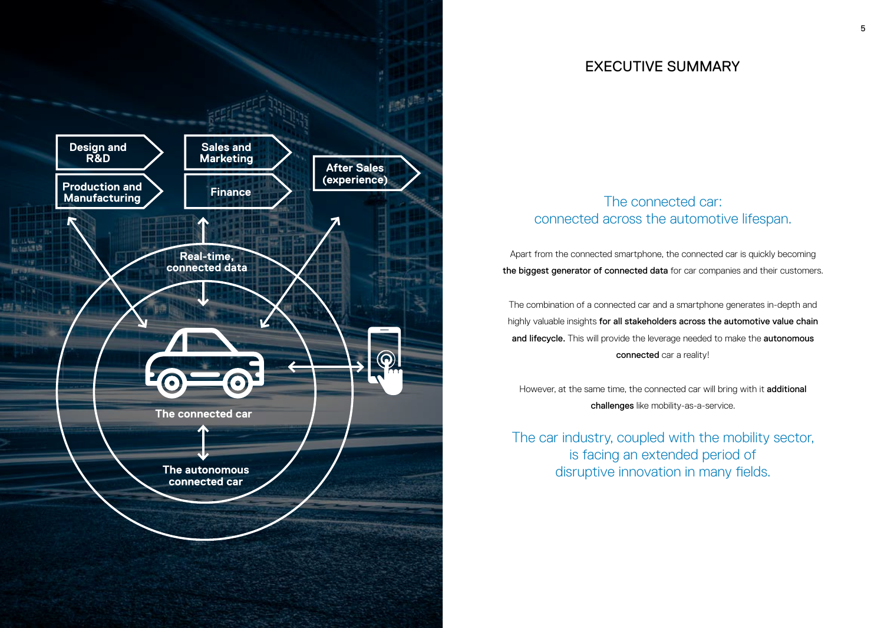Design and R&D

Production and Manufacturing

Sales and Marketing

Finance

After Sales (experience)

Real-time, connected data

The connected car

The autonomous connected car

# EXECUTIVE SUMMARY

## The connected car: connected across the automotive lifespan.

Apart from the connected smartphone, the connected car is quickly becoming **the biggest generator of connected data** for car companies and their customers.

The combination of a connected car and a smartphone generates in-depth and highly valuable insights **for all stakeholders across the automotive value chain and lifecycle.** This will provide the leverage needed to make the **autonomous connected** car a reality!

However, at the same time, the connected car will bring with it **additional challenges** like mobility-as-a-service.

## The car industry, coupled with the mobility sector, is facing an extended period of disruptive innovation in many fields.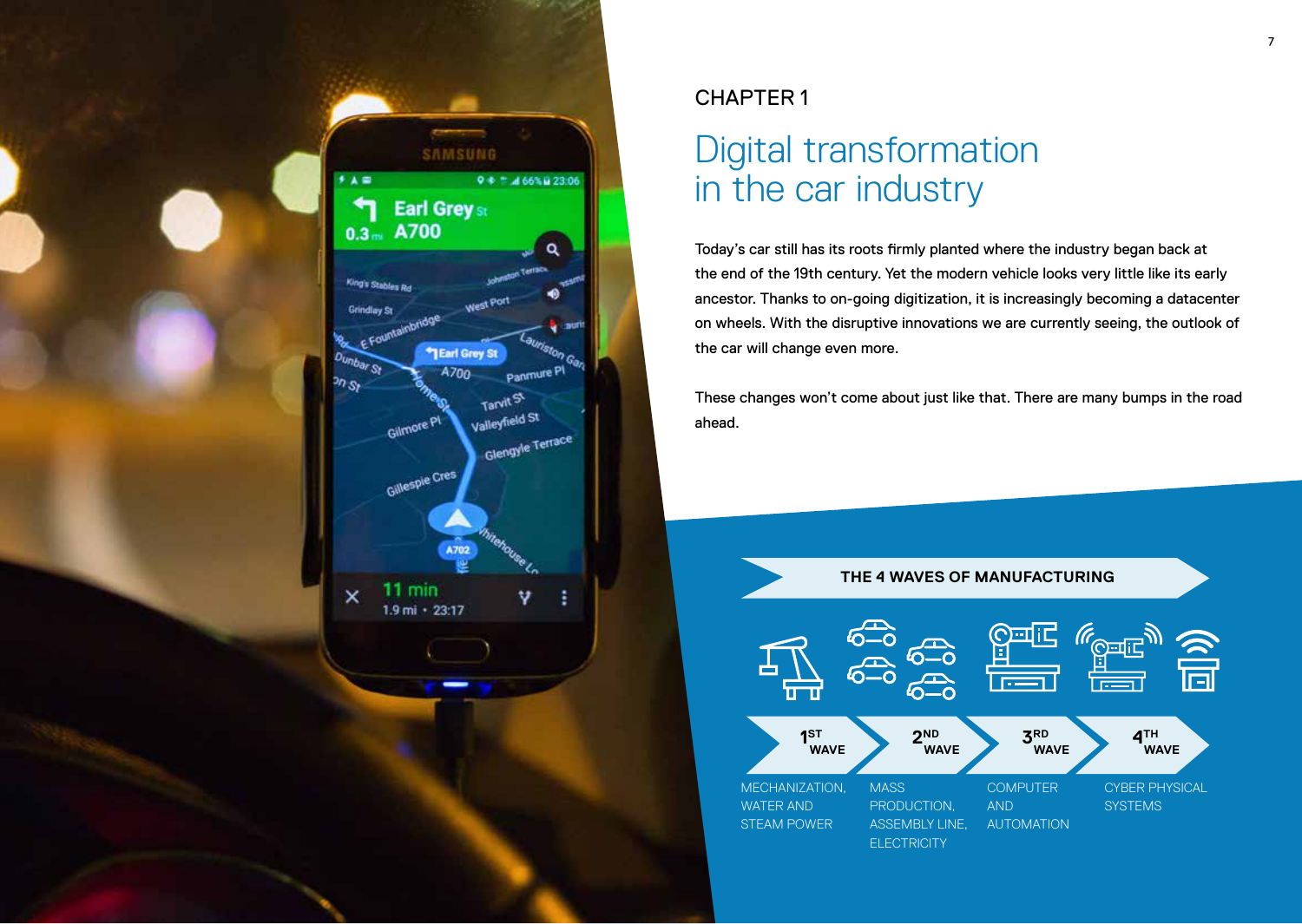CHAPTER 1

# Digital transformation in the car industry

Today's car still has its roots firmly planted where the industry began back at the end of the 19th century. Yet the modern vehicle looks very little like its early ancestor. Thanks to on-going digitization, it is increasingly becoming a datacenter on wheels. With the disruptive innovations we are currently seeing, the outlook of the car will change even more.

These changes won't come about just like that. There are many bumps in the road ahead.

**THE 4 WAVES OF MANUFACTURING**

| 1ST WAVE | 2ND WAVE | 3RD WAVE | 4TH WAVE |
|---|---|---|---|
| MECHANIZATION, WATER AND STEAM POWER | MASS PRODUCTION, ASSEMBLY LINE, ELECTRICITY | COMPUTER AND AUTOMATION | CYBER PHYSICAL SYSTEMS |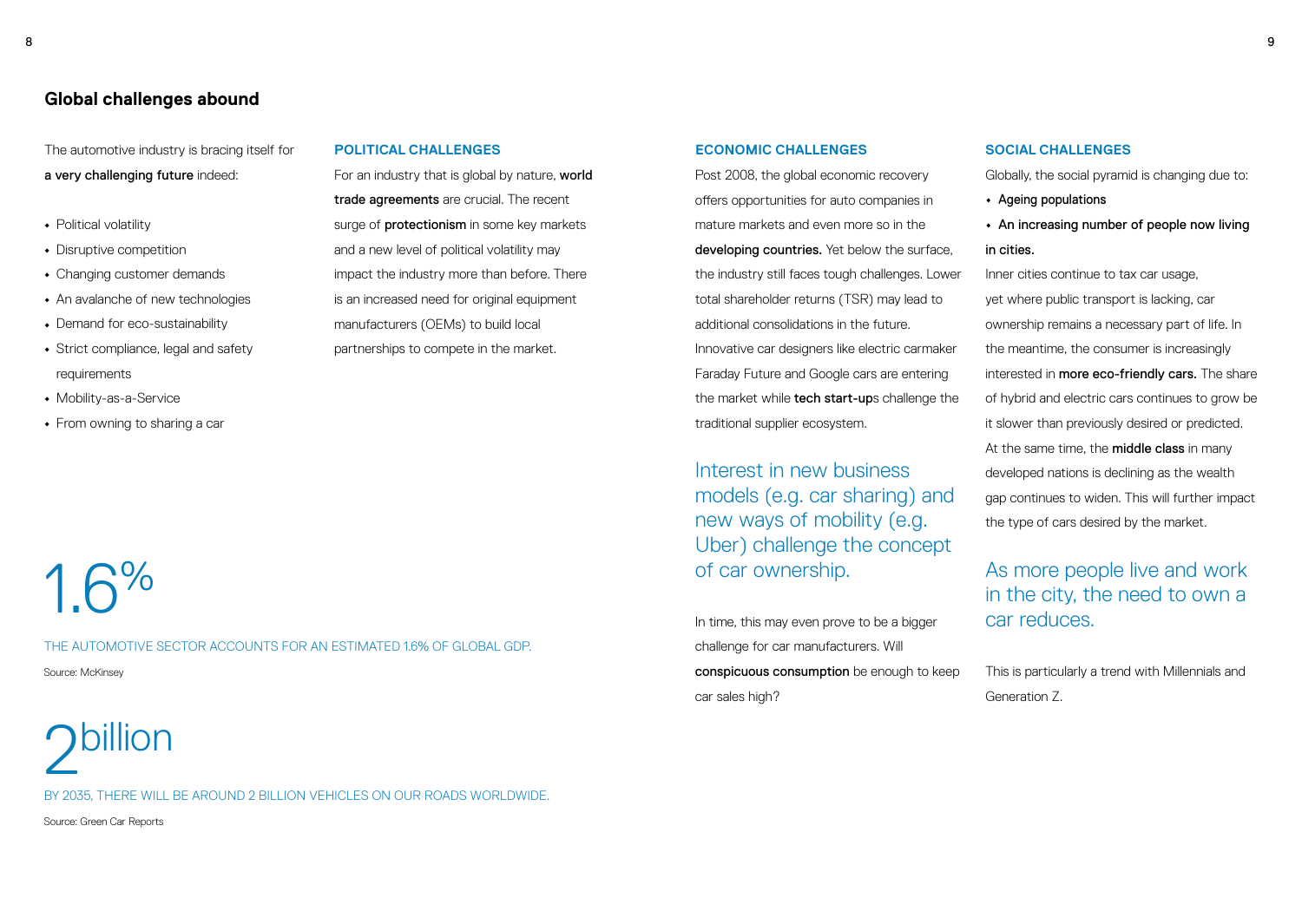## Global challenges abound

The automotive industry is bracing itself for **a very challenging future** indeed:

- Political volatility
- Disruptive competition
- Changing customer demands
- An avalanche of new technologies
- Demand for eco-sustainability
- Strict compliance, legal and safety requirements
- Mobility-as-a-Service
- From owning to sharing a car

### POLITICAL CHALLENGES

For an industry that is global by nature, **world trade agreements** are crucial. The recent surge of **protectionism** in some key markets and a new level of political volatility may impact the industry more than before. There is an increased need for original equipment manufacturers (OEMs) to build local partnerships to compete in the market.

1.6%

THE AUTOMOTIVE SECTOR ACCOUNTS FOR AN ESTIMATED 1.6% OF GLOBAL GDP.

Source: McKinsey

2billion

BY 2035, THERE WILL BE AROUND 2 BILLION VEHICLES ON OUR ROADS WORLDWIDE.

Source: Green Car Reports

### ECONOMIC CHALLENGES

Post 2008, the global economic recovery offers opportunities for auto companies in mature markets and even more so in the **developing countries.** Yet below the surface, the industry still faces tough challenges. Lower total shareholder returns (TSR) may lead to additional consolidations in the future. Innovative car designers like electric carmaker Faraday Future and Google cars are entering the market while **tech start-up**s challenge the traditional supplier ecosystem.

Interest in new business models (e.g. car sharing) and new ways of mobility (e.g. Uber) challenge the concept of car ownership.

In time, this may even prove to be a bigger challenge for car manufacturers. Will **conspicuous consumption** be enough to keep car sales high?

### SOCIAL CHALLENGES

Globally, the social pyramid is changing due to:

- **Ageing populations**
- **An increasing number of people now living in cities.**

Inner cities continue to tax car usage, yet where public transport is lacking, car ownership remains a necessary part of life. In the meantime, the consumer is increasingly interested in **more eco-friendly cars.** The share of hybrid and electric cars continues to grow be it slower than previously desired or predicted. At the same time, the **middle class** in many developed nations is declining as the wealth gap continues to widen. This will further impact the type of cars desired by the market.

As more people live and work in the city, the need to own a car reduces.

This is particularly a trend with Millennials and Generation Z.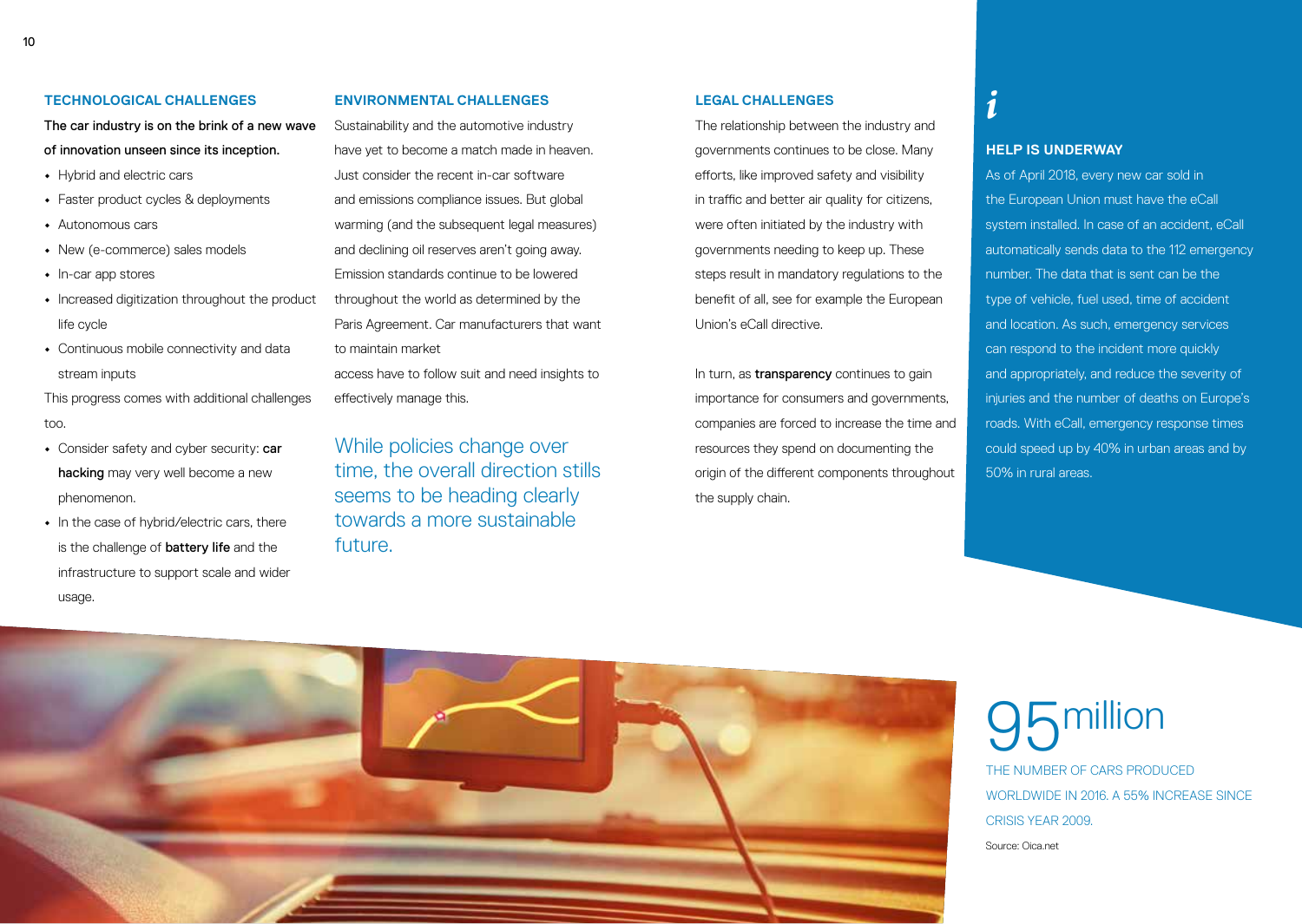## TECHNOLOGICAL CHALLENGES

**The car industry is on the brink of a new wave of innovation unseen since its inception.**

- Hybrid and electric cars
- Faster product cycles & deployments
- Autonomous cars
- New (e-commerce) sales models
- In-car app stores
- Increased digitization throughout the product life cycle
- Continuous mobile connectivity and data stream inputs

This progress comes with additional challenges too.

- Consider safety and cyber security: **car hacking** may very well become a new phenomenon.
- In the case of hybrid/electric cars, there is the challenge of **battery life** and the infrastructure to support scale and wider usage.

## ENVIRONMENTAL CHALLENGES

Sustainability and the automotive industry have yet to become a match made in heaven. Just consider the recent in-car software and emissions compliance issues. But global warming (and the subsequent legal measures) and declining oil reserves aren't going away. Emission standards continue to be lowered throughout the world as determined by the Paris Agreement. Car manufacturers that want to maintain market access have to follow suit and need insights to effectively manage this.

> While policies change over time, the overall direction stills seems to be heading clearly towards a more sustainable future.

## LEGAL CHALLENGES

The relationship between the industry and governments continues to be close. Many efforts, like improved safety and visibility in traffic and better air quality for citizens, were often initiated by the industry with governments needing to keep up. These steps result in mandatory regulations to the benefit of all, see for example the European Union's eCall directive.

In turn, as **transparency** continues to gain importance for consumers and governments, companies are forced to increase the time and resources they spend on documenting the origin of the different components throughout the supply chain.

## HELP IS UNDERWAY

As of April 2018, every new car sold in the European Union must have the eCall system installed. In case of an accident, eCall automatically sends data to the 112 emergency number. The data that is sent can be the type of vehicle, fuel used, time of accident and location. As such, emergency services can respond to the incident more quickly and appropriately, and reduce the severity of injuries and the number of deaths on Europe's roads. With eCall, emergency response times could speed up by 40% in urban areas and by 50% in rural areas.

**95 million**

THE NUMBER OF CARS PRODUCED WORLDWIDE IN 2016. A 55% INCREASE SINCE CRISIS YEAR 2009.

Source: Oica.net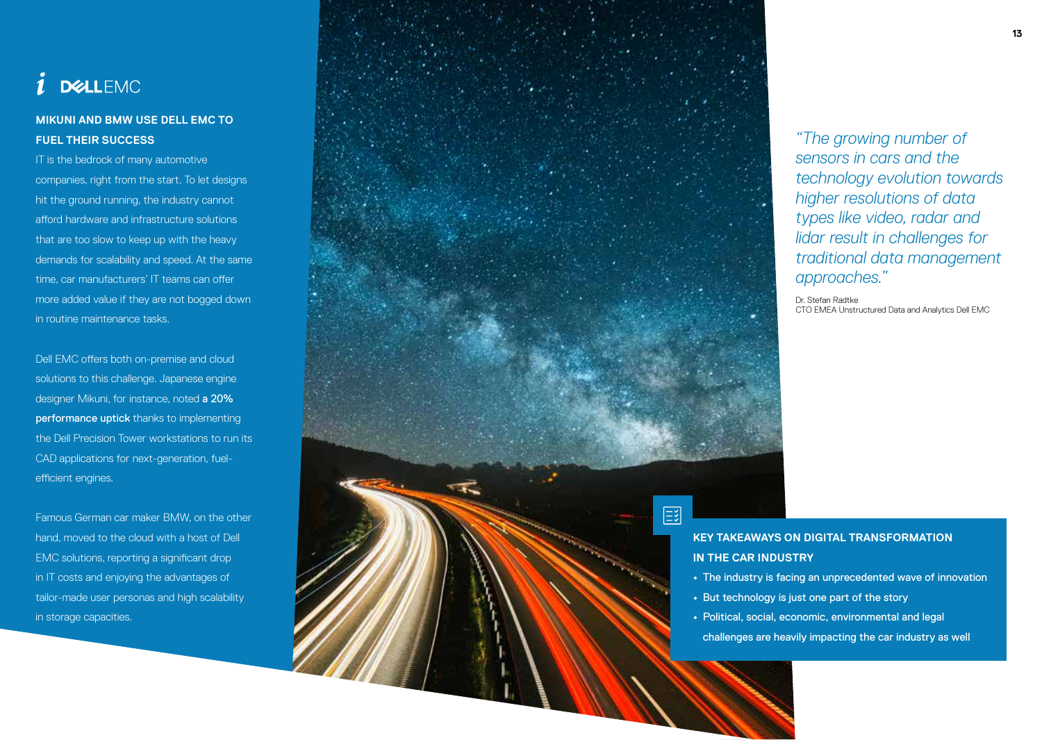DELLEMC

## MIKUNI AND BMW USE DELL EMC TO FUEL THEIR SUCCESS

IT is the bedrock of many automotive companies, right from the start. To let designs hit the ground running, the industry cannot afford hardware and infrastructure solutions that are too slow to keep up with the heavy demands for scalability and speed. At the same time, car manufacturers' IT teams can offer more added value if they are not bogged down in routine maintenance tasks.

Dell EMC offers both on-premise and cloud solutions to this challenge. Japanese engine designer Mikuni, for instance, noted **a 20% performance uptick** thanks to implementing the Dell Precision Tower workstations to run its CAD applications for next-generation, fuel-efficient engines.

Famous German car maker BMW, on the other hand, moved to the cloud with a host of Dell EMC solutions, reporting a significant drop in IT costs and enjoying the advantages of tailor-made user personas and high scalability in storage capacities.

*"The growing number of sensors in cars and the technology evolution towards higher resolutions of data types like video, radar and lidar result in challenges for traditional data management approaches."*

Dr. Stefan Radtke
CTO EMEA Unstructured Data and Analytics Dell EMC

## KEY TAKEAWAYS ON DIGITAL TRANSFORMATION IN THE CAR INDUSTRY

- The industry is facing an unprecedented wave of innovation
- But technology is just one part of the story
- Political, social, economic, environmental and legal challenges are heavily impacting the car industry as well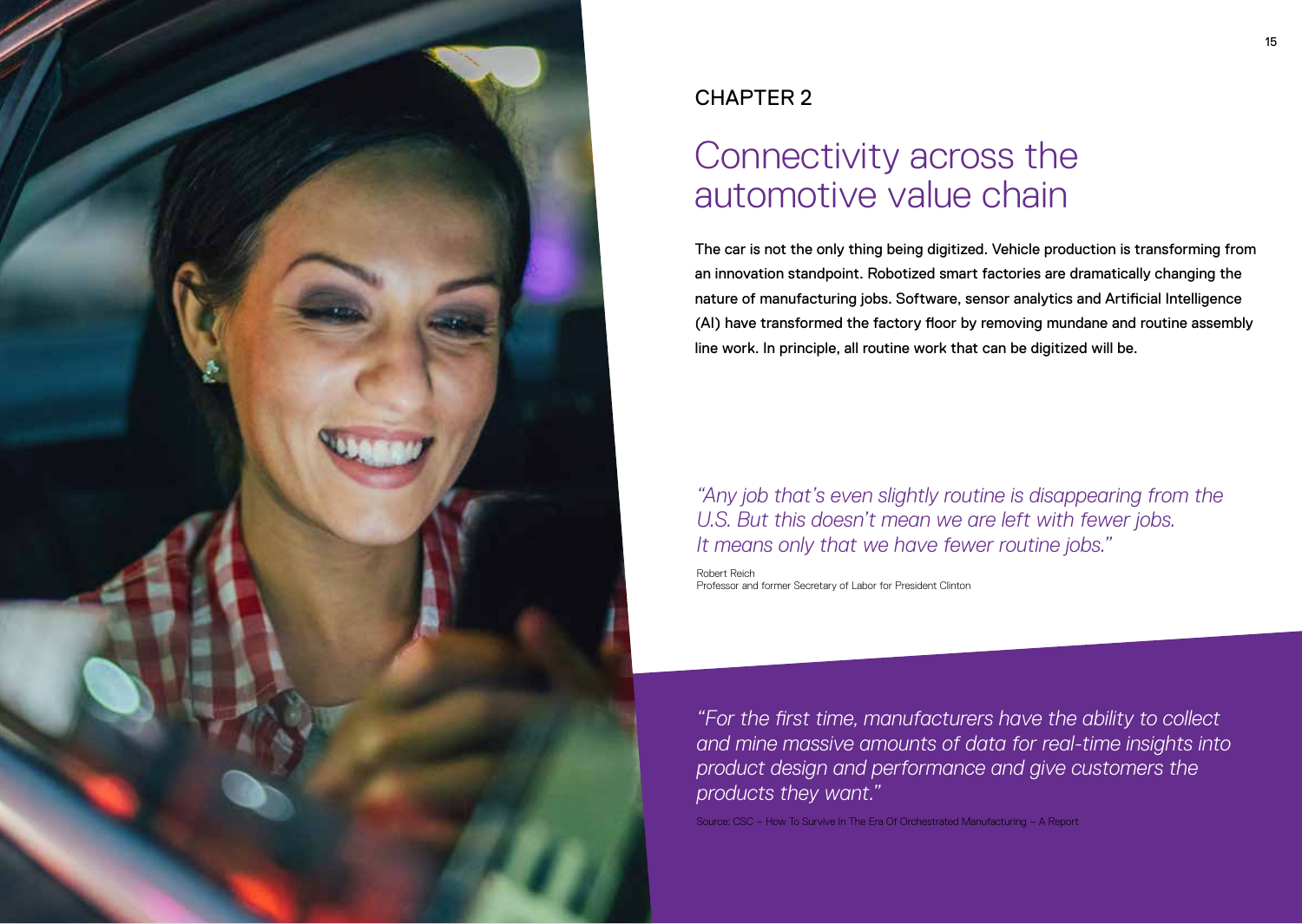CHAPTER 2

# Connectivity across the automotive value chain

The car is not the only thing being digitized. Vehicle production is transforming from an innovation standpoint. Robotized smart factories are dramatically changing the nature of manufacturing jobs. Software, sensor analytics and Artificial Intelligence (AI) have transformed the factory floor by removing mundane and routine assembly line work. In principle, all routine work that can be digitized will be.

*"Any job that's even slightly routine is disappearing from the U.S. But this doesn't mean we are left with fewer jobs. It means only that we have fewer routine jobs."*

Robert Reich
Professor and former Secretary of Labor for President Clinton

*"For the first time, manufacturers have the ability to collect and mine massive amounts of data for real-time insights into product design and performance and give customers the products they want."*

Source: CSC – How To Survive In The Era Of Orchestrated Manufacturing – A Report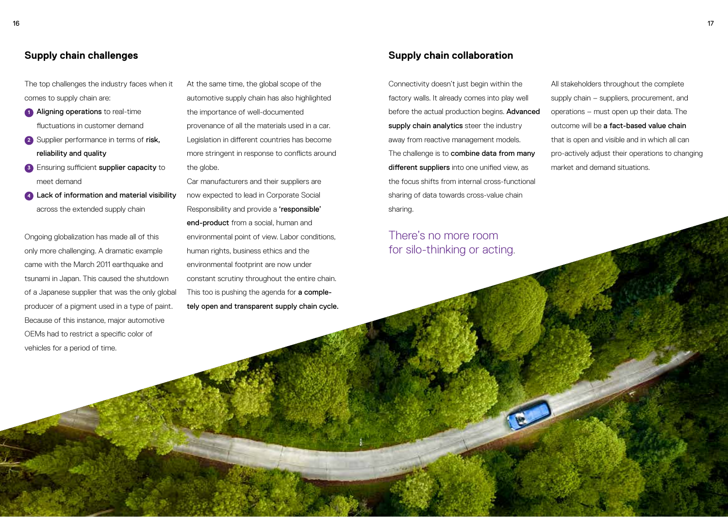## Supply chain challenges

The top challenges the industry faces when it comes to supply chain are:

1. **Aligning operations** to real-time fluctuations in customer demand
2. Supplier performance in terms of **risk, reliability and quality**
3. Ensuring sufficient **supplier capacity** to meet demand
4. **Lack of information and material visibility** across the extended supply chain

Ongoing globalization has made all of this only more challenging. A dramatic example came with the March 2011 earthquake and tsunami in Japan. This caused the shutdown of a Japanese supplier that was the only global producer of a pigment used in a type of paint. Because of this instance, major automotive OEMs had to restrict a specific color of vehicles for a period of time.

At the same time, the global scope of the automotive supply chain has also highlighted the importance of well-documented provenance of all the materials used in a car. Legislation in different countries has become more stringent in response to conflicts around the globe.

Car manufacturers and their suppliers are now expected to lead in Corporate Social Responsibility and provide a **'responsible' end-product** from a social, human and environmental point of view. Labor conditions, human rights, business ethics and the environmental footprint are now under constant scrutiny throughout the entire chain. This too is pushing the agenda for **a completely open and transparent supply chain cycle.**

## Supply chain collaboration

Connectivity doesn't just begin within the factory walls. It already comes into play well before the actual production begins. **Advanced supply chain analytics** steer the industry away from reactive management models. The challenge is to **combine data from many different suppliers** into one unified view, as the focus shifts from internal cross-functional sharing of data towards cross-value chain sharing.

There's no more room for silo-thinking or acting.

All stakeholders throughout the complete supply chain – suppliers, procurement, and operations – must open up their data. The outcome will be **a fact-based value chain** that is open and visible and in which all can pro-actively adjust their operations to changing market and demand situations.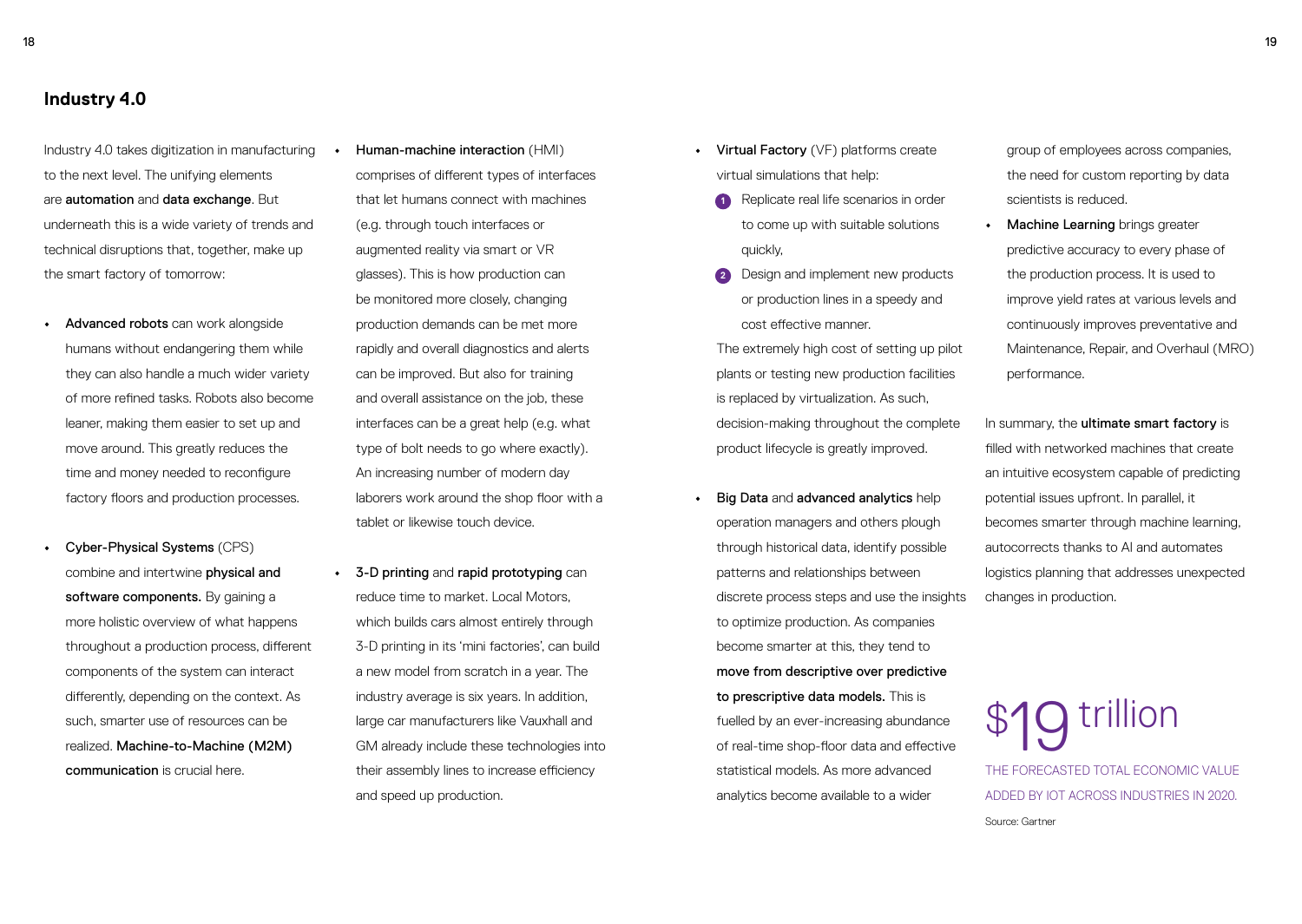## Industry 4.0

Industry 4.0 takes digitization in manufacturing to the next level. The unifying elements are **automation** and **data exchange**. But underneath this is a wide variety of trends and technical disruptions that, together, make up the smart factory of tomorrow:

- **Advanced robots** can work alongside humans without endangering them while they can also handle a much wider variety of more refined tasks. Robots also become leaner, making them easier to set up and move around. This greatly reduces the time and money needed to reconfigure factory floors and production processes.

- **Cyber-Physical Systems** (CPS) combine and intertwine **physical and software components.** By gaining a more holistic overview of what happens throughout a production process, different components of the system can interact differently, depending on the context. As such, smarter use of resources can be realized. **Machine-to-Machine (M2M) communication** is crucial here.

- **Human-machine interaction** (HMI) comprises of different types of interfaces that let humans connect with machines (e.g. through touch interfaces or augmented reality via smart or VR glasses). This is how production can be monitored more closely, changing production demands can be met more rapidly and overall diagnostics and alerts can be improved. But also for training and overall assistance on the job, these interfaces can be a great help (e.g. what type of bolt needs to go where exactly). An increasing number of modern day laborers work around the shop floor with a tablet or likewise touch device.

- **3-D printing** and **rapid prototyping** can reduce time to market. Local Motors, which builds cars almost entirely through 3-D printing in its 'mini factories', can build a new model from scratch in a year. The industry average is six years. In addition, large car manufacturers like Vauxhall and GM already include these technologies into their assembly lines to increase efficiency and speed up production.

- **Virtual Factory** (VF) platforms create virtual simulations that help:
  1. Replicate real life scenarios in order to come up with suitable solutions quickly,
  2. Design and implement new products or production lines in a speedy and cost effective manner.

  The extremely high cost of setting up pilot plants or testing new production facilities is replaced by virtualization. As such, decision-making throughout the complete product lifecycle is greatly improved.

- **Big Data** and **advanced analytics** help operation managers and others plough through historical data, identify possible patterns and relationships between discrete process steps and use the insights to optimize production. As companies become smarter at this, they tend to **move from descriptive over predictive to prescriptive data models.** This is fuelled by an ever-increasing abundance of real-time shop-floor data and effective statistical models. As more advanced analytics become available to a wider group of employees across companies, the need for custom reporting by data scientists is reduced.

- **Machine Learning** brings greater predictive accuracy to every phase of the production process. It is used to improve yield rates at various levels and continuously improves preventative and Maintenance, Repair, and Overhaul (MRO) performance.

In summary, the **ultimate smart factory** is filled with networked machines that create an intuitive ecosystem capable of predicting potential issues upfront. In parallel, it becomes smarter through machine learning, autocorrects thanks to AI and automates logistics planning that addresses unexpected changes in production.

$19 trillion

THE FORECASTED TOTAL ECONOMIC VALUE ADDED BY IOT ACROSS INDUSTRIES IN 2020.

Source: Gartner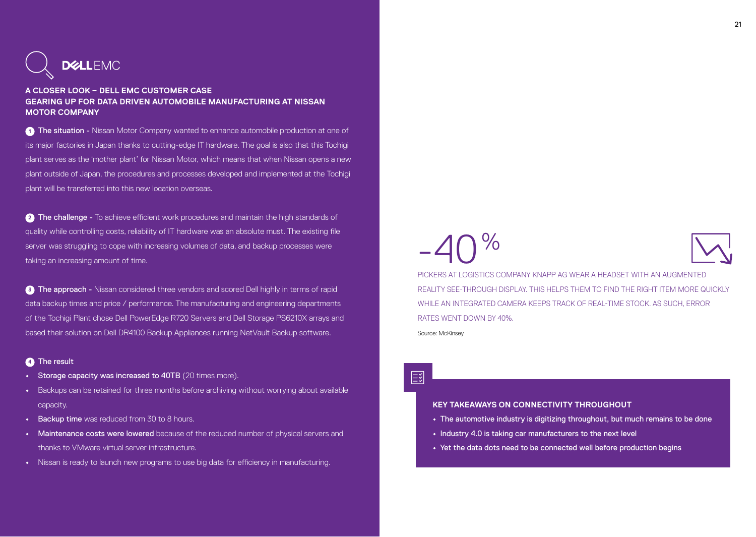DELL EMC

## A CLOSER LOOK – DELL EMC CUSTOMER CASE
## GEARING UP FOR DATA DRIVEN AUTOMOBILE MANUFACTURING AT NISSAN MOTOR COMPANY

1. **The situation -** Nissan Motor Company wanted to enhance automobile production at one of its major factories in Japan thanks to cutting-edge IT hardware. The goal is also that this Tochigi plant serves as the 'mother plant' for Nissan Motor, which means that when Nissan opens a new plant outside of Japan, the procedures and processes developed and implemented at the Tochigi plant will be transferred into this new location overseas.

2. **The challenge -** To achieve efficient work procedures and maintain the high standards of quality while controlling costs, reliability of IT hardware was an absolute must. The existing file server was struggling to cope with increasing volumes of data, and backup processes were taking an increasing amount of time.

3. **The approach -** Nissan considered three vendors and scored Dell highly in terms of rapid data backup times and price / performance. The manufacturing and engineering departments of the Tochigi Plant chose Dell PowerEdge R720 Servers and Dell Storage PS6210X arrays and based their solution on Dell DR4100 Backup Appliances running NetVault Backup software.

4. **The result**

- **Storage capacity was increased to 40TB** (20 times more).
- Backups can be retained for three months before archiving without worrying about available capacity.
- **Backup time** was reduced from 30 to 8 hours.
- **Maintenance costs were lowered** because of the reduced number of physical servers and thanks to VMware virtual server infrastructure.
- Nissan is ready to launch new programs to use big data for efficiency in manufacturing.

**-40%**

PICKERS AT LOGISTICS COMPANY KNAPP AG WEAR A HEADSET WITH AN AUGMENTED REALITY SEE-THROUGH DISPLAY. THIS HELPS THEM TO FIND THE RIGHT ITEM MORE QUICKLY WHILE AN INTEGRATED CAMERA KEEPS TRACK OF REAL-TIME STOCK. AS SUCH, ERROR RATES WENT DOWN BY 40%.

Source: McKinsey

### KEY TAKEAWAYS ON CONNECTIVITY THROUGHOUT

- The automotive industry is digitizing throughout, but much remains to be done
- Industry 4.0 is taking car manufacturers to the next level
- Yet the data dots need to be connected well before production begins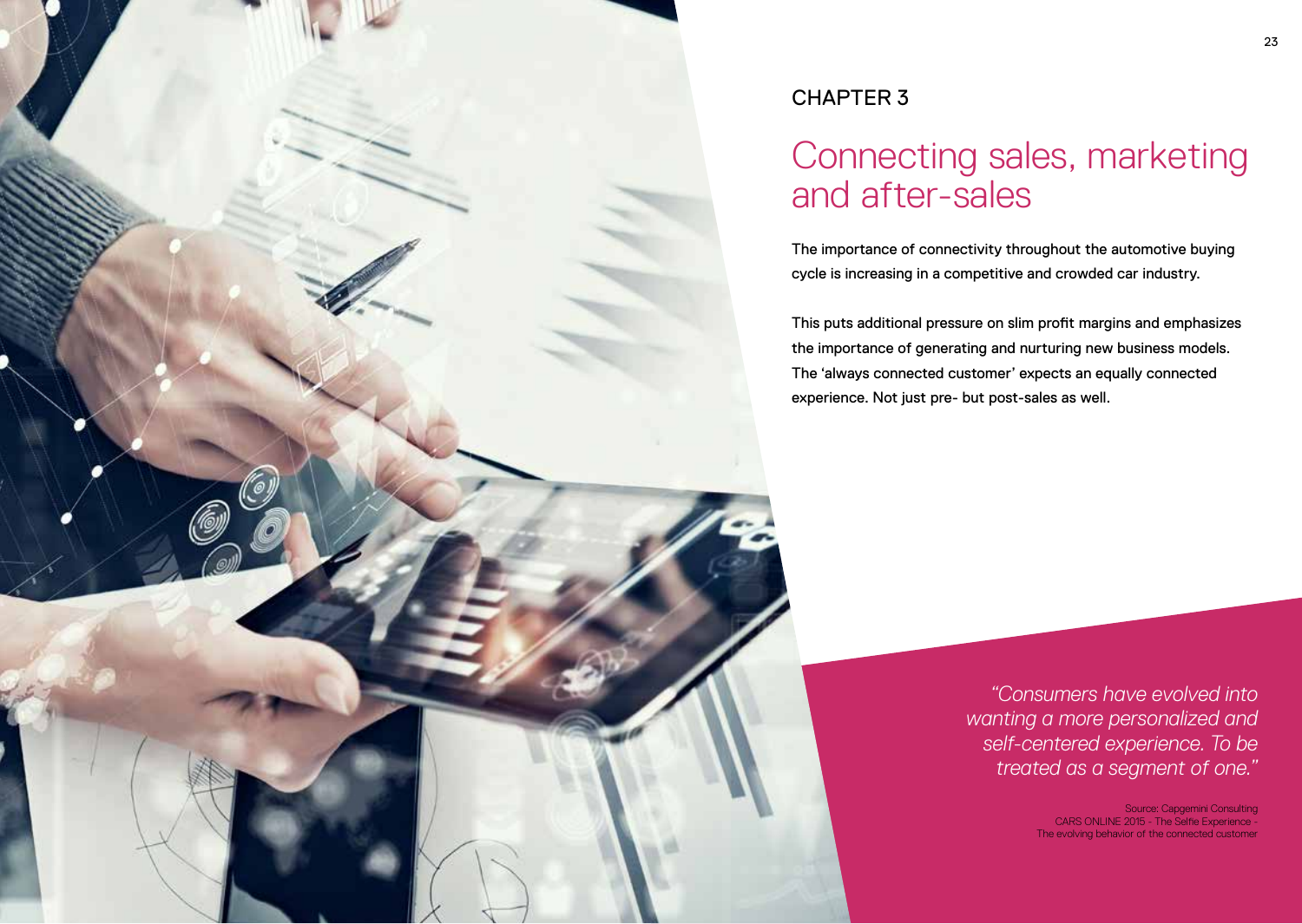CHAPTER 3

# Connecting sales, marketing and after-sales

The importance of connectivity throughout the automotive buying cycle is increasing in a competitive and crowded car industry.

This puts additional pressure on slim profit margins and emphasizes the importance of generating and nurturing new business models. The ‘always connected customer’ expects an equally connected experience. Not just pre- but post-sales as well.

> *“Consumers have evolved into wanting a more personalized and self-centered experience. To be treated as a segment of one.”*
>
> Source: Capgemini Consulting CARS ONLINE 2015 - The Selfie Experience - The evolving behavior of the connected customer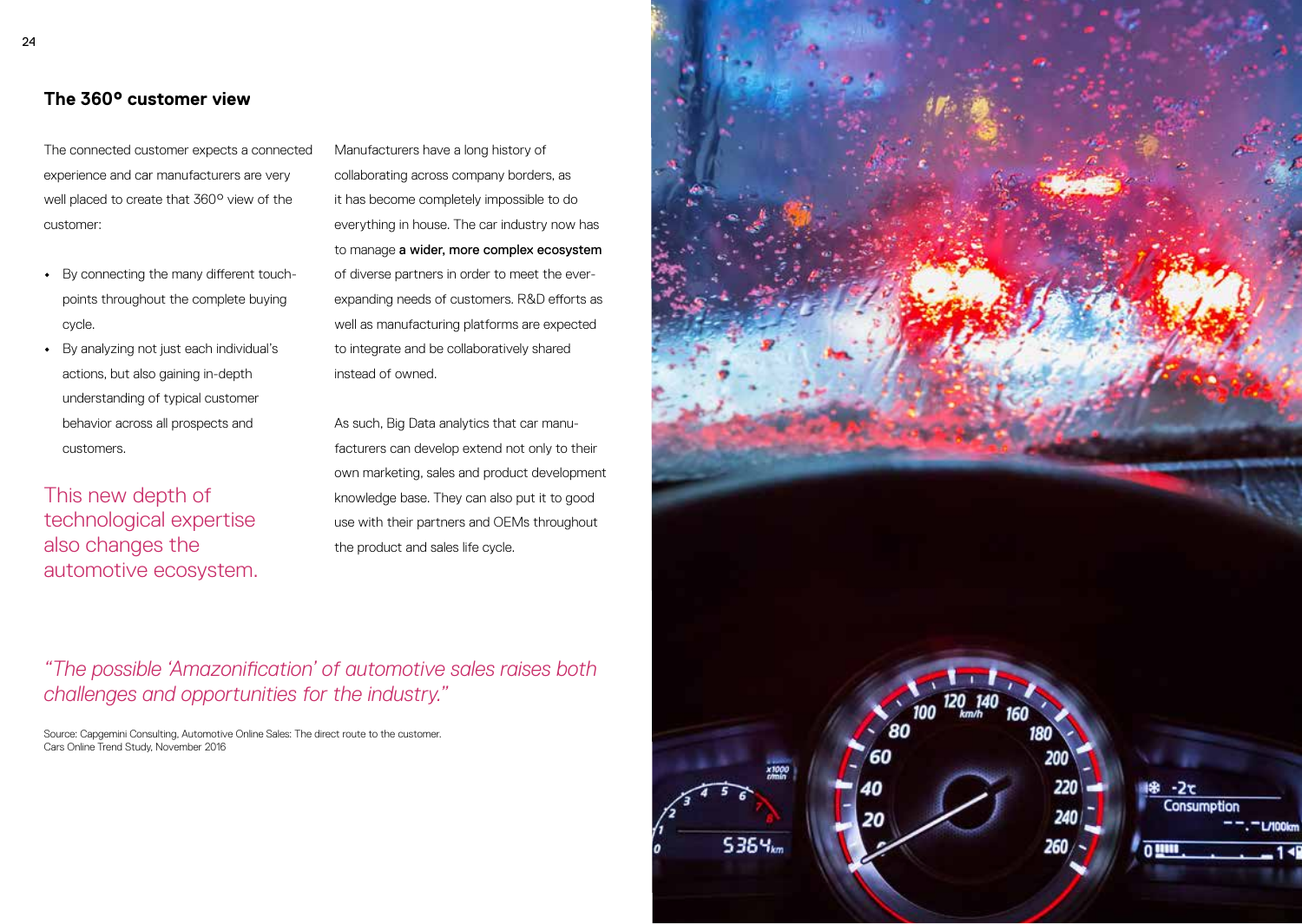## The 360° customer view

The connected customer expects a connected experience and car manufacturers are very well placed to create that 360° view of the customer:

- By connecting the many different touch-points throughout the complete buying cycle.
- By analyzing not just each individual's actions, but also gaining in-depth understanding of typical customer behavior across all prospects and customers.

This new depth of technological expertise also changes the automotive ecosystem.

Manufacturers have a long history of collaborating across company borders, as it has become completely impossible to do everything in house. The car industry now has to manage **a wider, more complex ecosystem** of diverse partners in order to meet the ever-expanding needs of customers. R&D efforts as well as manufacturing platforms are expected to integrate and be collaboratively shared instead of owned.

As such, Big Data analytics that car manufacturers can develop extend not only to their own marketing, sales and product development knowledge base. They can also put it to good use with their partners and OEMs throughout the product and sales life cycle.

*"The possible 'Amazonification' of automotive sales raises both challenges and opportunities for the industry."*

Source: Capgemini Consulting, Automotive Online Sales: The direct route to the customer. Cars Online Trend Study, November 2016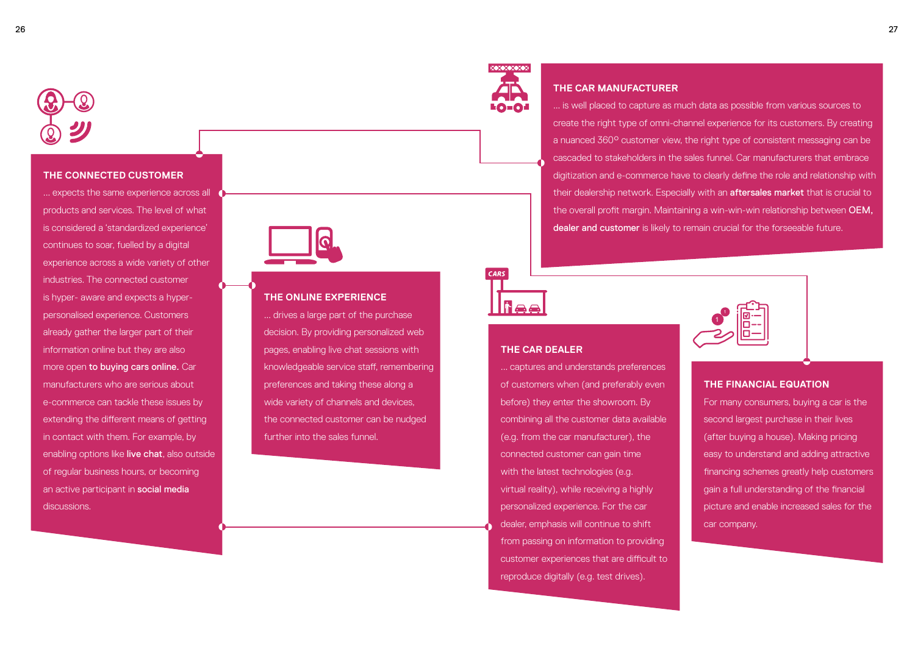## THE CONNECTED CUSTOMER

... expects the same experience across all products and services. The level of what is considered a 'standardized experience' continues to soar, fuelled by a digital experience across a wide variety of other industries. The connected customer is hyper- aware and expects a hyper-personalised experience. Customers already gather the larger part of their information online but they are also more open **to buying cars online.** Car manufacturers who are serious about e-commerce can tackle these issues by extending the different means of getting in contact with them. For example, by enabling options like **live chat**, also outside of regular business hours, or becoming an active participant in **social media** discussions.

## THE ONLINE EXPERIENCE

... drives a large part of the purchase decision. By providing personalized web pages, enabling live chat sessions with knowledgeable service staff, remembering preferences and taking these along a wide variety of channels and devices, the connected customer can be nudged further into the sales funnel.

## THE CAR MANUFACTURER

... is well placed to capture as much data as possible from various sources to create the right type of omni-channel experience for its customers. By creating a nuanced 360° customer view, the right type of consistent messaging can be cascaded to stakeholders in the sales funnel. Car manufacturers that embrace digitization and e-commerce have to clearly define the role and relationship with their dealership network. Especially with an **aftersales market** that is crucial to the overall profit margin. Maintaining a win-win-win relationship between **OEM, dealer and customer** is likely to remain crucial for the forseeable future.

## THE CAR DEALER

... captures and understands preferences of customers when (and preferably even before) they enter the showroom. By combining all the customer data available (e.g. from the car manufacturer), the connected customer can gain time with the latest technologies (e.g. virtual reality), while receiving a highly personalized experience. For the car dealer, emphasis will continue to shift from passing on information to providing customer experiences that are difficult to reproduce digitally (e.g. test drives).

## THE FINANCIAL EQUATION

For many consumers, buying a car is the second largest purchase in their lives (after buying a house). Making pricing easy to understand and adding attractive financing schemes greatly help customers gain a full understanding of the financial picture and enable increased sales for the car company.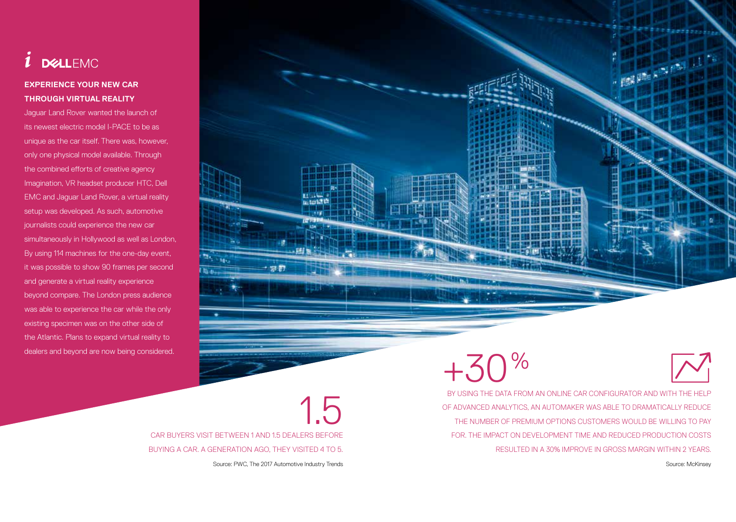*i* DELL EMC

### EXPERIENCE YOUR NEW CAR THROUGH VIRTUAL REALITY

Jaguar Land Rover wanted the launch of its newest electric model I-PACE to be as unique as the car itself. There was, however, only one physical model available. Through the combined efforts of creative agency Imagination, VR headset producer HTC, Dell EMC and Jaguar Land Rover, a virtual reality setup was developed. As such, automotive journalists could experience the new car simultaneously in Hollywood as well as London. By using 114 machines for the one-day event, it was possible to show 90 frames per second and generate a virtual reality experience beyond compare. The London press audience was able to experience the car while the only existing specimen was on the other side of the Atlantic. Plans to expand virtual reality to dealers and beyond are now being considered.

## 1.5

CAR BUYERS VISIT BETWEEN 1 AND 1.5 DEALERS BEFORE BUYING A CAR. A GENERATION AGO, THEY VISITED 4 TO 5.

Source: PWC, The 2017 Automotive Industry Trends

## +30%

BY USING THE DATA FROM AN ONLINE CAR CONFIGURATOR AND WITH THE HELP OF ADVANCED ANALYTICS, AN AUTOMAKER WAS ABLE TO DRAMATICALLY REDUCE THE NUMBER OF PREMIUM OPTIONS CUSTOMERS WOULD BE WILLING TO PAY FOR. THE IMPACT ON DEVELOPMENT TIME AND REDUCED PRODUCTION COSTS RESULTED IN A 30% IMPROVE IN GROSS MARGIN WITHIN 2 YEARS.

Source: McKinsey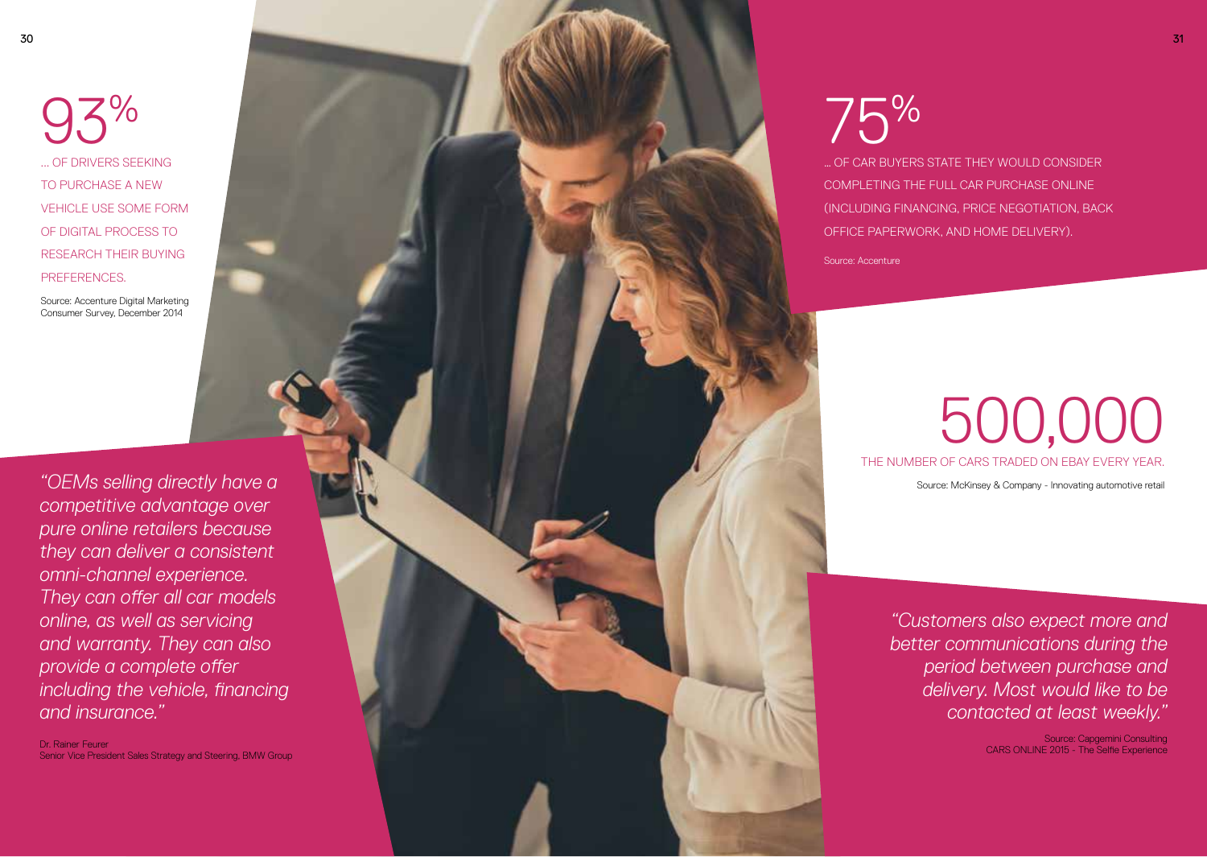# 93%

... OF DRIVERS SEEKING TO PURCHASE A NEW VEHICLE USE SOME FORM OF DIGITAL PROCESS TO RESEARCH THEIR BUYING PREFERENCES.

Source: Accenture Digital Marketing Consumer Survey, December 2014

*"OEMs selling directly have a competitive advantage over pure online retailers because they can deliver a consistent omni-channel experience. They can offer all car models online, as well as servicing and warranty. They can also provide a complete offer including the vehicle, financing and insurance."*

Dr. Rainer Feurer
Senior Vice President Sales Strategy and Steering, BMW Group

# 75%

... OF CAR BUYERS STATE THEY WOULD CONSIDER COMPLETING THE FULL CAR PURCHASE ONLINE (INCLUDING FINANCING, PRICE NEGOTIATION, BACK OFFICE PAPERWORK, AND HOME DELIVERY).

Source: Accenture

# 500,000

THE NUMBER OF CARS TRADED ON EBAY EVERY YEAR.

Source: McKinsey & Company - Innovating automotive retail

*"Customers also expect more and better communications during the period between purchase and delivery. Most would like to be contacted at least weekly."*

Source: Capgemini Consulting
CARS ONLINE 2015 - The Selfie Experience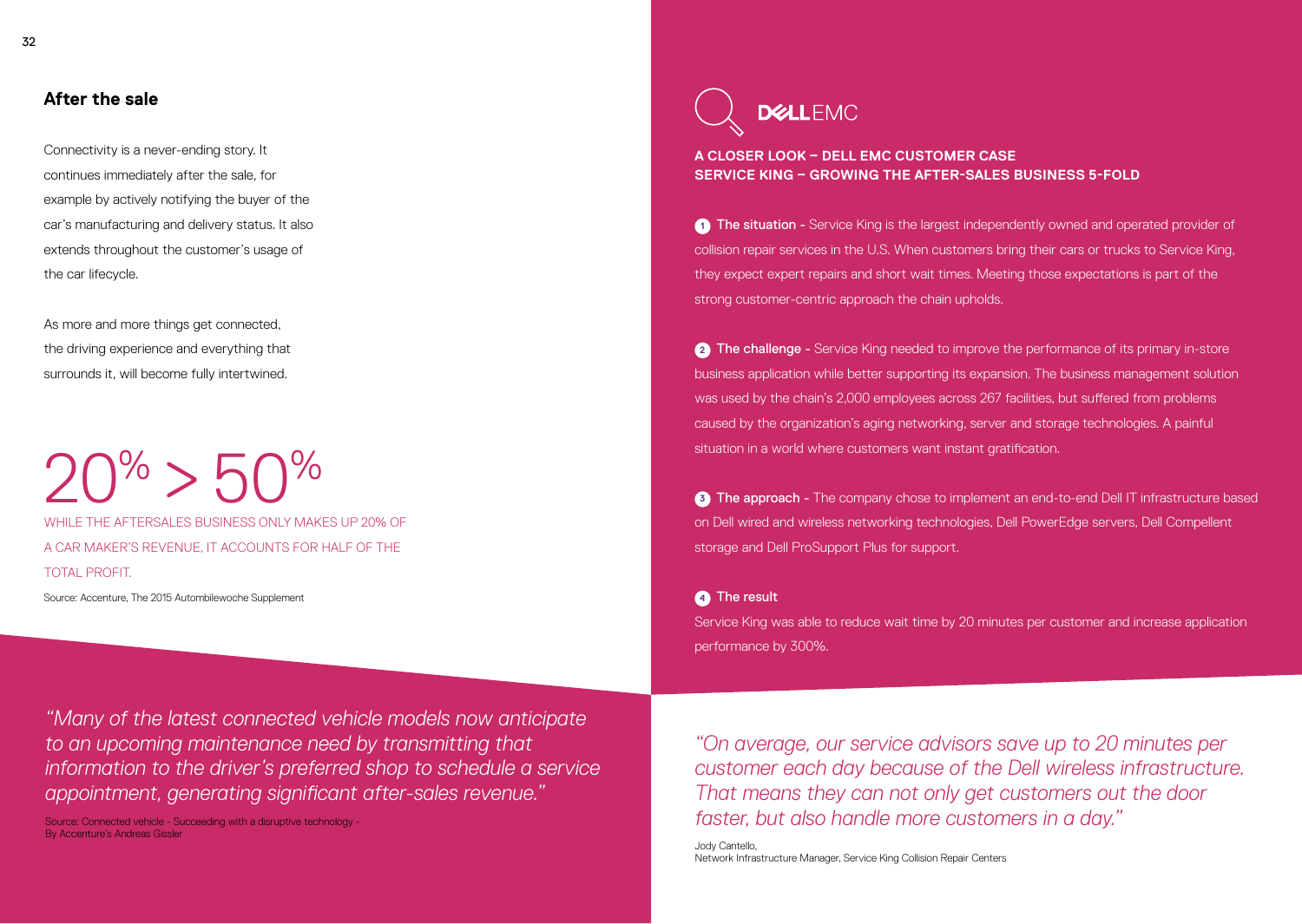## After the sale

Connectivity is a never-ending story. It continues immediately after the sale, for example by actively notifying the buyer of the car's manufacturing and delivery status. It also extends throughout the customer's usage of the car lifecycle.

As more and more things get connected, the driving experience and everything that surrounds it, will become fully intertwined.

# 20% > 50%

WHILE THE AFTERSALES BUSINESS ONLY MAKES UP 20% OF A CAR MAKER'S REVENUE, IT ACCOUNTS FOR HALF OF THE TOTAL PROFIT.

Source: Accenture, The 2015 Autombilewoche Supplement

*"Many of the latest connected vehicle models now anticipate to an upcoming maintenance need by transmitting that information to the driver's preferred shop to schedule a service appointment, generating significant after-sales revenue."*

Source: Connected vehicle - Succeeding with a disruptive technology - By Accenture's Andreas Gissler

DELL EMC

### A CLOSER LOOK – DELL EMC CUSTOMER CASE
### SERVICE KING – GROWING THE AFTER-SALES BUSINESS 5-FOLD

1. **The situation -** Service King is the largest independently owned and operated provider of collision repair services in the U.S. When customers bring their cars or trucks to Service King, they expect expert repairs and short wait times. Meeting those expectations is part of the strong customer-centric approach the chain upholds.

2. **The challenge -** Service King needed to improve the performance of its primary in-store business application while better supporting its expansion. The business management solution was used by the chain's 2,000 employees across 267 facilities, but suffered from problems caused by the organization's aging networking, server and storage technologies. A painful situation in a world where customers want instant gratification.

3. **The approach -** The company chose to implement an end-to-end Dell IT infrastructure based on Dell wired and wireless networking technologies, Dell PowerEdge servers, Dell Compellent storage and Dell ProSupport Plus for support.

4. **The result**

   Service King was able to reduce wait time by 20 minutes per customer and increase application performance by 300%.

*"On average, our service advisors save up to 20 minutes per customer each day because of the Dell wireless infrastructure. That means they can not only get customers out the door faster, but also handle more customers in a day."*

Jody Cantello,
Network Infrastructure Manager, Service King Collision Repair Centers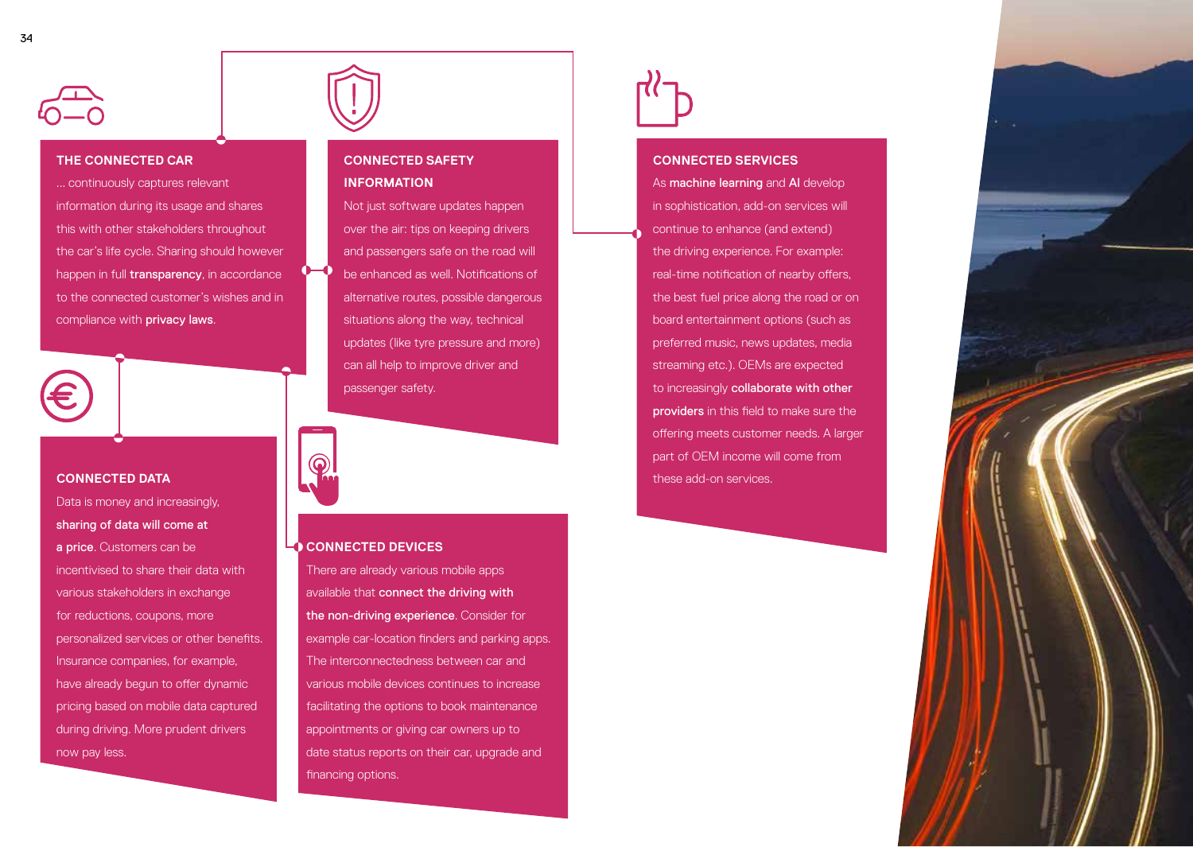## THE CONNECTED CAR

... continuously captures relevant information during its usage and shares this with other stakeholders throughout the car's life cycle. Sharing should however happen in full **transparency**, in accordance to the connected customer's wishes and in compliance with **privacy laws**.

## CONNECTED SAFETY INFORMATION

Not just software updates happen over the air: tips on keeping drivers and passengers safe on the road will be enhanced as well. Notifications of alternative routes, possible dangerous situations along the way, technical updates (like tyre pressure and more) can all help to improve driver and passenger safety.

## CONNECTED SERVICES

As **machine learning** and **AI** develop in sophistication, add-on services will continue to enhance (and extend) the driving experience. For example: real-time notification of nearby offers, the best fuel price along the road or on board entertainment options (such as preferred music, news updates, media streaming etc.). OEMs are expected to increasingly **collaborate with other providers** in this field to make sure the offering meets customer needs. A larger part of OEM income will come from these add-on services.

## CONNECTED DATA

Data is money and increasingly, **sharing of data will come at a price**. Customers can be incentivised to share their data with various stakeholders in exchange for reductions, coupons, more personalized services or other benefits. Insurance companies, for example, have already begun to offer dynamic pricing based on mobile data captured during driving. More prudent drivers now pay less.

## CONNECTED DEVICES

There are already various mobile apps available that **connect the driving with the non-driving experience**. Consider for example car-location finders and parking apps. The interconnectedness between car and various mobile devices continues to increase facilitating the options to book maintenance appointments or giving car owners up to date status reports on their car, upgrade and financing options.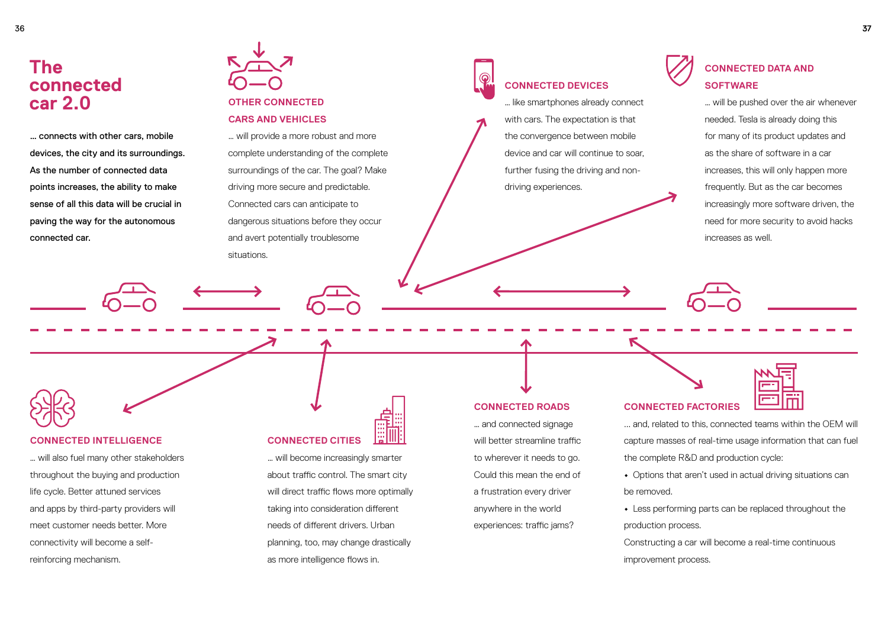# The connected car 2.0

**… connects with other cars, mobile devices, the city and its surroundings. As the number of connected data points increases, the ability to make sense of all this data will be crucial in paving the way for the autonomous connected car.**

### OTHER CONNECTED CARS AND VEHICLES

… will provide a more robust and more complete understanding of the complete surroundings of the car. The goal? Make driving more secure and predictable. Connected cars can anticipate to dangerous situations before they occur and avert potentially troublesome situations.

### CONNECTED DEVICES

… like smartphones already connect with cars. The expectation is that the convergence between mobile device and car will continue to soar, further fusing the driving and non-driving experiences.

### CONNECTED DATA AND SOFTWARE

… will be pushed over the air whenever needed. Tesla is already doing this for many of its product updates and as the share of software in a car increases, this will only happen more frequently. But as the car becomes increasingly more software driven, the need for more security to avoid hacks increases as well.

### CONNECTED INTELLIGENCE

… will also fuel many other stakeholders throughout the buying and production life cycle. Better attuned services and apps by third-party providers will meet customer needs better. More connectivity will become a self-reinforcing mechanism.

### CONNECTED CITIES

… will become increasingly smarter about traffic control. The smart city will direct traffic flows more optimally taking into consideration different needs of different drivers. Urban planning, too, may change drastically as more intelligence flows in.

### CONNECTED ROADS

… and connected signage will better streamline traffic to wherever it needs to go. Could this mean the end of a frustration every driver anywhere in the world experiences: traffic jams?

### CONNECTED FACTORIES

… and, related to this, connected teams within the OEM will capture masses of real-time usage information that can fuel the complete R&D and production cycle:

- Options that aren't used in actual driving situations can be removed.
- Less performing parts can be replaced throughout the production process.

Constructing a car will become a real-time continuous improvement process.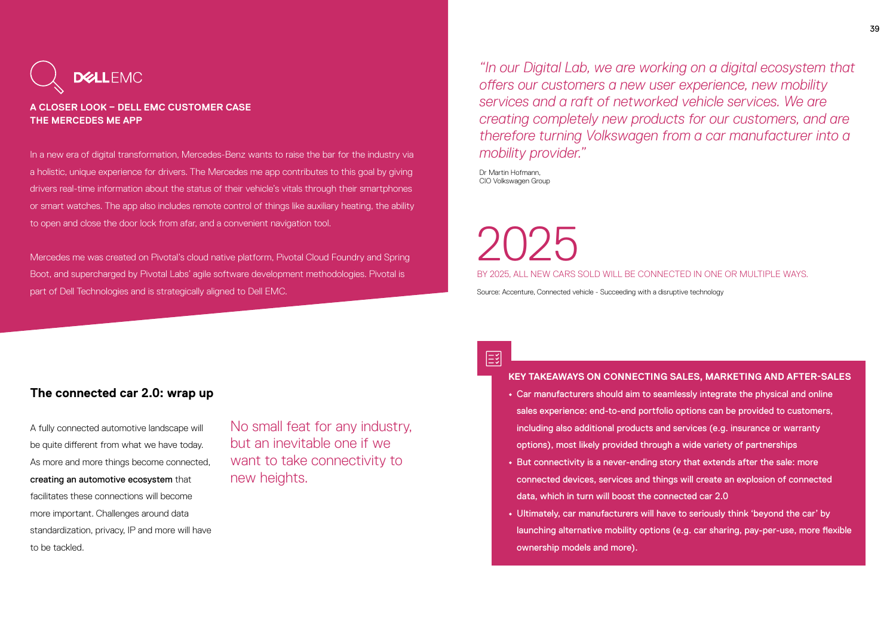DELL EMC

**A CLOSER LOOK – DELL EMC CUSTOMER CASE**
**THE MERCEDES ME APP**

In a new era of digital transformation, Mercedes-Benz wants to raise the bar for the industry via a holistic, unique experience for drivers. The Mercedes me app contributes to this goal by giving drivers real-time information about the status of their vehicle's vitals through their smartphones or smart watches. The app also includes remote control of things like auxiliary heating, the ability to open and close the door lock from afar, and a convenient navigation tool.

Mercedes me was created on Pivotal's cloud native platform, Pivotal Cloud Foundry and Spring Boot, and supercharged by Pivotal Labs' agile software development methodologies. Pivotal is part of Dell Technologies and is strategically aligned to Dell EMC.

*"In our Digital Lab, we are working on a digital ecosystem that offers our customers a new user experience, new mobility services and a raft of networked vehicle services. We are creating completely new products for our customers, and are therefore turning Volkswagen from a car manufacturer into a mobility provider."*

Dr Martin Hofmann,
CIO Volkswagen Group

# 2025

BY 2025, ALL NEW CARS SOLD WILL BE CONNECTED IN ONE OR MULTIPLE WAYS.

Source: Accenture, Connected vehicle - Succeeding with a disruptive technology

## The connected car 2.0: wrap up

A fully connected automotive landscape will be quite different from what we have today. As more and more things become connected, **creating an automotive ecosystem** that facilitates these connections will become more important. Challenges around data standardization, privacy, IP and more will have to be tackled.

No small feat for any industry, but an inevitable one if we want to take connectivity to new heights.

**KEY TAKEAWAYS ON CONNECTING SALES, MARKETING AND AFTER-SALES**

- Car manufacturers should aim to seamlessly integrate the physical and online sales experience: end-to-end portfolio options can be provided to customers, including also additional products and services (e.g. insurance or warranty options), most likely provided through a wide variety of partnerships
- But connectivity is a never-ending story that extends after the sale: more connected devices, services and things will create an explosion of connected data, which in turn will boost the connected car 2.0
- Ultimately, car manufacturers will have to seriously think 'beyond the car' by launching alternative mobility options (e.g. car sharing, pay-per-use, more flexible ownership models and more).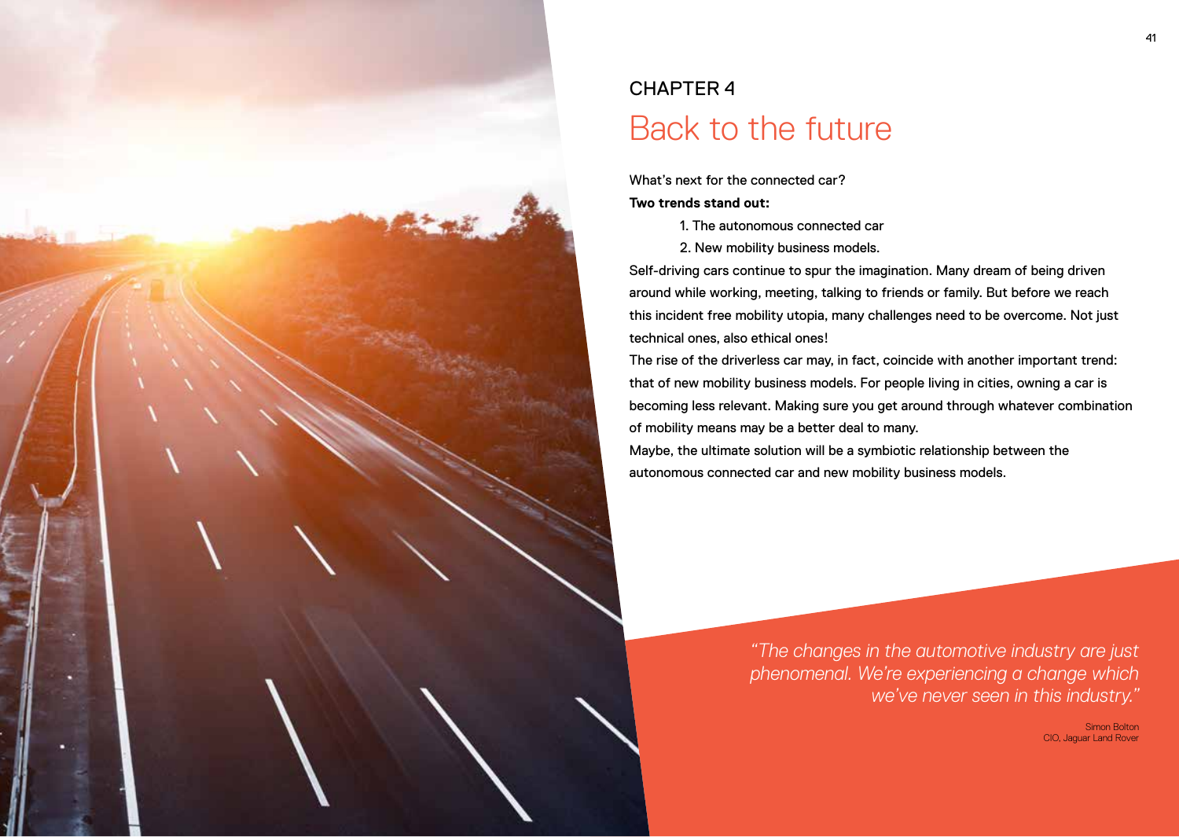CHAPTER 4

# Back to the future

What's next for the connected car?

**Two trends stand out:**

1. The autonomous connected car
2. New mobility business models.

Self-driving cars continue to spur the imagination. Many dream of being driven around while working, meeting, talking to friends or family. But before we reach this incident free mobility utopia, many challenges need to be overcome. Not just technical ones, also ethical ones!

The rise of the driverless car may, in fact, coincide with another important trend: that of new mobility business models. For people living in cities, owning a car is becoming less relevant. Making sure you get around through whatever combination of mobility means may be a better deal to many.

Maybe, the ultimate solution will be a symbiotic relationship between the autonomous connected car and new mobility business models.

> *"The changes in the automotive industry are just phenomenal. We're experiencing a change which we've never seen in this industry."*
>
> Simon Bolton
> CIO, Jaguar Land Rover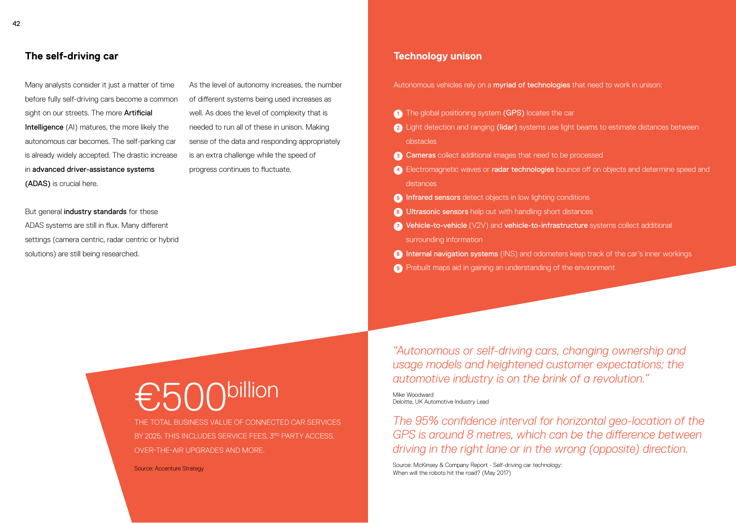## The self-driving car

Many analysts consider it just a matter of time before fully self-driving cars become a common sight on our streets. The more **Artificial Intelligence** (AI) matures, the more likely the autonomous car becomes. The self-parking car is already widely accepted. The drastic increase in **advanced driver-assistance systems (ADAS)** is crucial here.

But general **industry standards** for these ADAS systems are still in flux. Many different settings (camera centric, radar centric or hybrid solutions) are still being researched.

As the level of autonomy increases, the number of different systems being used increases as well. As does the level of complexity that is needed to run all of these in unison. Making sense of the data and responding appropriately is an extra challenge while the speed of progress continues to fluctuate.

## Technology unison

Autonomous vehicles rely on a **myriad of technologies** that need to work in unison:

1. The global positioning system **(GPS)** locates the car
2. Light detection and ranging **(lidar)** systems use light beams to estimate distances between obstacles
3. **Cameras** collect additional images that need to be processed
4. Electromagnetic waves or **radar technologies** bounce off on objects and determine speed and distances
5. **Infrared sensors** detect objects in low lighting conditions
6. **Ultrasonic sensors** help out with handling short distances
7. **Vehicle-to-vehicle** (V2V) and **vehicle-to-infrastructure** systems collect additional surrounding information
8. **Internal navigation systems** (INS) and odometers keep track of the car's inner workings
9. Prebuilt maps aid in gaining an understanding of the environment

€500billion

THE TOTAL BUSINESS VALUE OF CONNECTED CAR SERVICES BY 2025. THIS INCLUDES SERVICE FEES, 3RD PARTY ACCESS, OVER-THE-AIR UPGRADES AND MORE.

Source: Accenture Strategy

*"Autonomous or self-driving cars, changing ownership and usage models and heightened customer expectations; the automotive industry is on the brink of a revolution."*

Mike Woodward
Deloitte, UK Automotive Industry Lead

*The 95% confidence interval for horizontal geo-location of the GPS is around 8 metres, which can be the difference between driving in the right lane or in the wrong (opposite) direction.*

Source: McKinsey & Company Report - Self-driving car technology: When will the robots hit the road? (May 2017)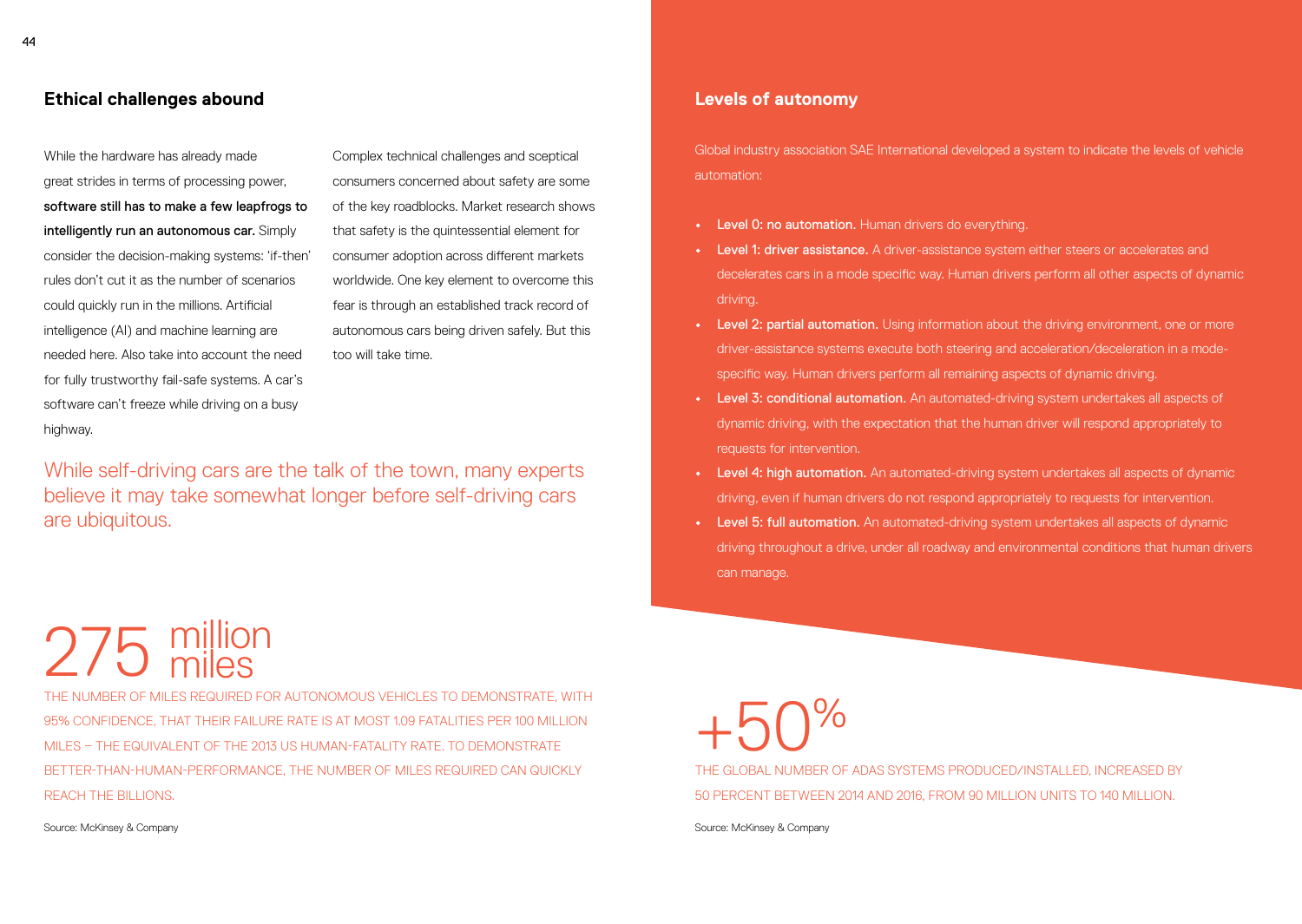## Ethical challenges abound

While the hardware has already made great strides in terms of processing power, **software still has to make a few leapfrogs to intelligently run an autonomous car.** Simply consider the decision-making systems: 'if-then' rules don't cut it as the number of scenarios could quickly run in the millions. Artificial intelligence (AI) and machine learning are needed here. Also take into account the need for fully trustworthy fail-safe systems. A car's software can't freeze while driving on a busy highway.

Complex technical challenges and sceptical consumers concerned about safety are some of the key roadblocks. Market research shows that safety is the quintessential element for consumer adoption across different markets worldwide. One key element to overcome this fear is through an established track record of autonomous cars being driven safely. But this too will take time.

While self-driving cars are the talk of the town, many experts believe it may take somewhat longer before self-driving cars are ubiquitous.

**275 million miles**

THE NUMBER OF MILES REQUIRED FOR AUTONOMOUS VEHICLES TO DEMONSTRATE, WITH 95% CONFIDENCE, THAT THEIR FAILURE RATE IS AT MOST 1.09 FATALITIES PER 100 MILLION MILES – THE EQUIVALENT OF THE 2013 US HUMAN-FATALITY RATE. TO DEMONSTRATE BETTER-THAN-HUMAN-PERFORMANCE, THE NUMBER OF MILES REQUIRED CAN QUICKLY REACH THE BILLIONS.

Source: McKinsey & Company

## Levels of autonomy

Global industry association SAE International developed a system to indicate the levels of vehicle automation:

- **Level 0: no automation.** Human drivers do everything.
- **Level 1: driver assistance.** A driver-assistance system either steers or accelerates and decelerates cars in a mode specific way. Human drivers perform all other aspects of dynamic driving.
- **Level 2: partial automation.** Using information about the driving environment, one or more driver-assistance systems execute both steering and acceleration/deceleration in a mode-specific way. Human drivers perform all remaining aspects of dynamic driving.
- **Level 3: conditional automation.** An automated-driving system undertakes all aspects of dynamic driving, with the expectation that the human driver will respond appropriately to requests for intervention.
- **Level 4: high automation.** An automated-driving system undertakes all aspects of dynamic driving, even if human drivers do not respond appropriately to requests for intervention.
- **Level 5: full automation.** An automated-driving system undertakes all aspects of dynamic driving throughout a drive, under all roadway and environmental conditions that human drivers can manage.

**+50%**

THE GLOBAL NUMBER OF ADAS SYSTEMS PRODUCED/INSTALLED, INCREASED BY 50 PERCENT BETWEEN 2014 AND 2016, FROM 90 MILLION UNITS TO 140 MILLION.

Source: McKinsey & Company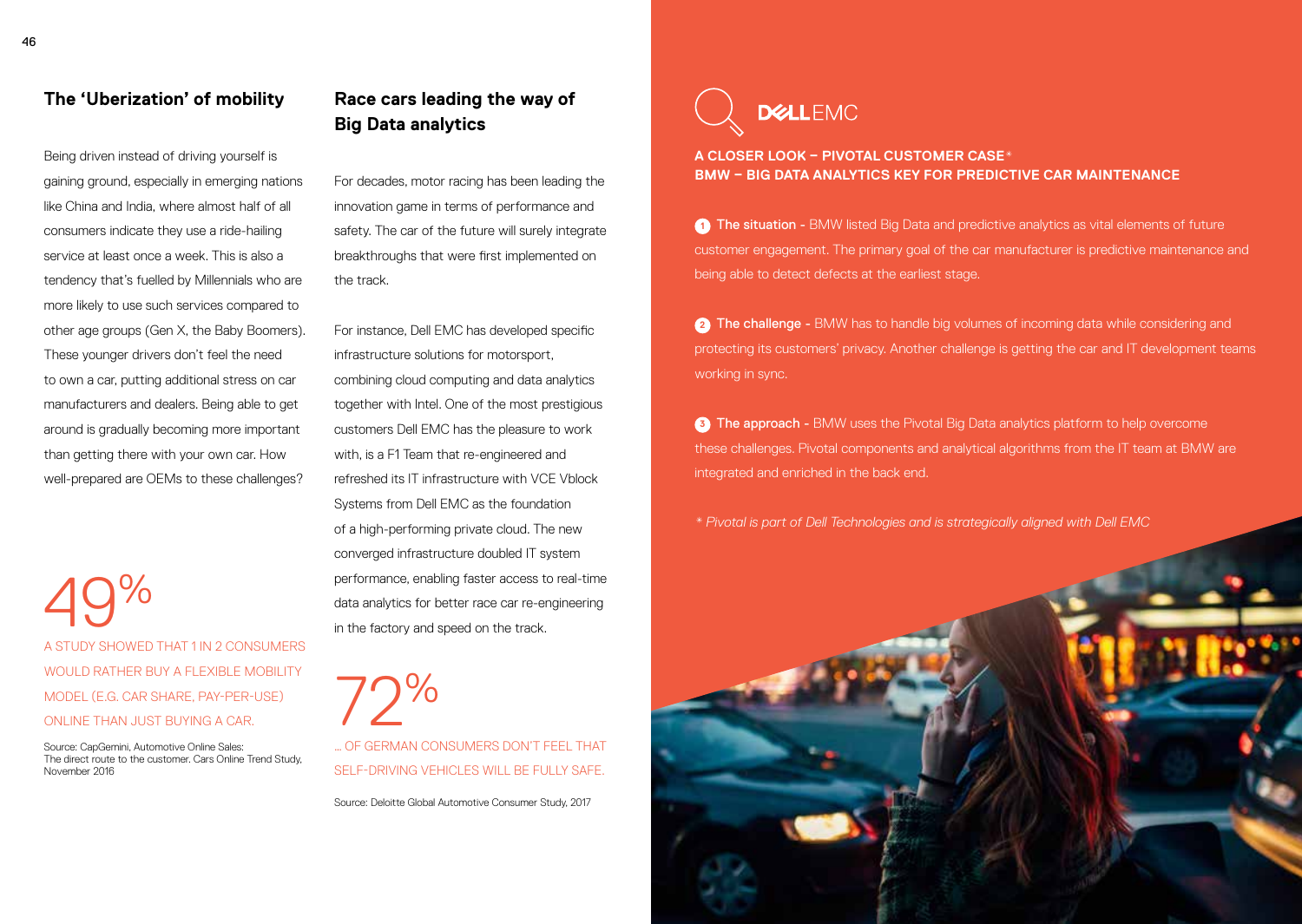## The 'Uberization' of mobility

Being driven instead of driving yourself is gaining ground, especially in emerging nations like China and India, where almost half of all consumers indicate they use a ride-hailing service at least once a week. This is also a tendency that's fuelled by Millennials who are more likely to use such services compared to other age groups (Gen X, the Baby Boomers). These younger drivers don't feel the need to own a car, putting additional stress on car manufacturers and dealers. Being able to get around is gradually becoming more important than getting there with your own car. How well-prepared are OEMs to these challenges?

49%

A STUDY SHOWED THAT 1 IN 2 CONSUMERS WOULD RATHER BUY A FLEXIBLE MOBILITY MODEL (E.G. CAR SHARE, PAY-PER-USE) ONLINE THAN JUST BUYING A CAR.

Source: CapGemini, Automotive Online Sales: The direct route to the customer. Cars Online Trend Study, November 2016

## Race cars leading the way of Big Data analytics

For decades, motor racing has been leading the innovation game in terms of performance and safety. The car of the future will surely integrate breakthroughs that were first implemented on the track.

For instance, Dell EMC has developed specific infrastructure solutions for motorsport, combining cloud computing and data analytics together with Intel. One of the most prestigious customers Dell EMC has the pleasure to work with, is a F1 Team that re-engineered and refreshed its IT infrastructure with VCE Vblock Systems from Dell EMC as the foundation of a high-performing private cloud. The new converged infrastructure doubled IT system performance, enabling faster access to real-time data analytics for better race car re-engineering in the factory and speed on the track.

72%

... OF GERMAN CONSUMERS DON'T FEEL THAT SELF-DRIVING VEHICLES WILL BE FULLY SAFE.

Source: Deloitte Global Automotive Consumer Study, 2017

DELL EMC

**A CLOSER LOOK – PIVOTAL CUSTOMER CASE***
**BMW – BIG DATA ANALYTICS KEY FOR PREDICTIVE CAR MAINTENANCE**

1. **The situation** - BMW listed Big Data and predictive analytics as vital elements of future customer engagement. The primary goal of the car manufacturer is predictive maintenance and being able to detect defects at the earliest stage.

2. **The challenge** - BMW has to handle big volumes of incoming data while considering and protecting its customers' privacy. Another challenge is getting the car and IT development teams working in sync.

3. **The approach** - BMW uses the Pivotal Big Data analytics platform to help overcome these challenges. Pivotal components and analytical algorithms from the IT team at BMW are integrated and enriched in the back end.

*\* Pivotal is part of Dell Technologies and is strategically aligned with Dell EMC*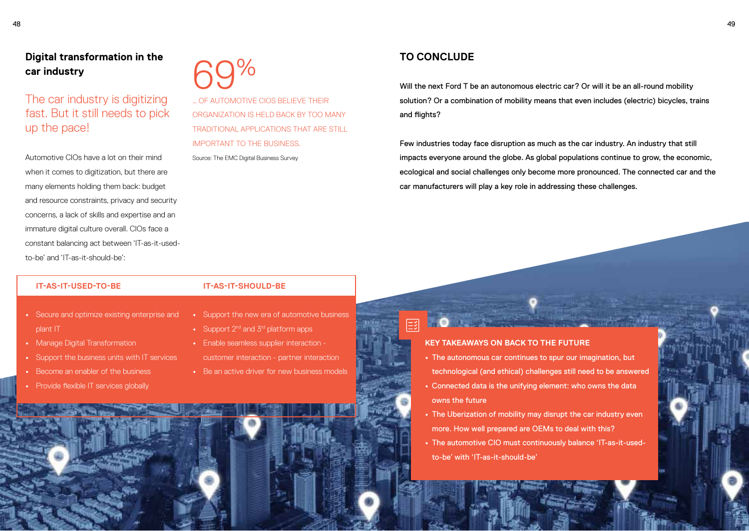## Digital transformation in the car industry

### The car industry is digitizing fast. But it still needs to pick up the pace!

Automotive CIOs have a lot on their mind when it comes to digitization, but there are many elements holding them back: budget and resource constraints, privacy and security concerns, a lack of skills and expertise and an immature digital culture overall. CIOs face a constant balancing act between 'IT-as-it-used-to-be' and 'IT-as-it-should-be':

**69%**

... OF AUTOMOTIVE CIOS BELIEVE THEIR ORGANIZATION IS HELD BACK BY TOO MANY TRADITIONAL APPLICATIONS THAT ARE STILL IMPORTANT TO THE BUSINESS.

Source: The EMC Digital Business Survey

| IT-AS-IT-USED-TO-BE | IT-AS-IT-SHOULD-BE |
| --- | --- |
| • Secure and optimize existing enterprise and plant IT<br>• Manage Digital Transformation<br>• Support the business units with IT services<br>• Become an enabler of the business<br>• Provide flexible IT services globally | • Support the new era of automotive business<br>• Support 2nd and 3rd platform apps<br>• Enable seamless supplier interaction - customer interaction - partner interaction<br>• Be an active driver for new business models |

## TO CONCLUDE

Will the next Ford T be an autonomous electric car? Or will it be an all-round mobility solution? Or a combination of mobility means that even includes (electric) bicycles, trains and flights?

Few industries today face disruption as much as the car industry. An industry that still impacts everyone around the globe. As global populations continue to grow, the economic, ecological and social challenges only become more pronounced. The connected car and the car manufacturers will play a key role in addressing these challenges.

### KEY TAKEAWAYS ON BACK TO THE FUTURE

- The autonomous car continues to spur our imagination, but technological (and ethical) challenges still need to be answered
- Connected data is the unifying element: who owns the data owns the future
- The Uberization of mobility may disrupt the car industry even more. How well prepared are OEMs to deal with this?
- The automotive CIO must continuously balance 'IT-as-it-used-to-be' with 'IT-as-it-should-be'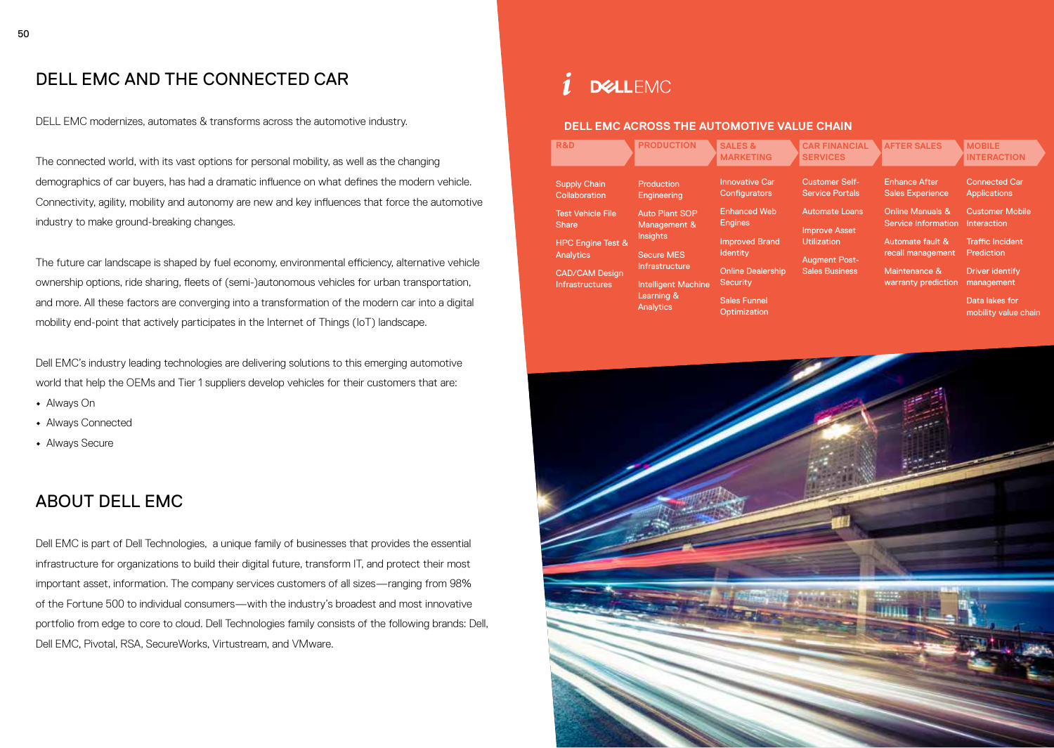# DELL EMC AND THE CONNECTED CAR

DELL EMC modernizes, automates & transforms across the automotive industry.

The connected world, with its vast options for personal mobility, as well as the changing demographics of car buyers, has had a dramatic influence on what defines the modern vehicle. Connectivity, agility, mobility and autonomy are new and key influences that force the automotive industry to make ground-breaking changes.

The future car landscape is shaped by fuel economy, environmental efficiency, alternative vehicle ownership options, ride sharing, fleets of (semi-)autonomous vehicles for urban transportation, and more. All these factors are converging into a transformation of the modern car into a digital mobility end-point that actively participates in the Internet of Things (IoT) landscape.

Dell EMC's industry leading technologies are delivering solutions to this emerging automotive world that help the OEMs and Tier 1 suppliers develop vehicles for their customers that are:

- Always On
- Always Connected
- Always Secure

# ABOUT DELL EMC

Dell EMC is part of Dell Technologies, a unique family of businesses that provides the essential infrastructure for organizations to build their digital future, transform IT, and protect their most important asset, information. The company services customers of all sizes—ranging from 98% of the Fortune 500 to individual consumers—with the industry's broadest and most innovative portfolio from edge to core to cloud. Dell Technologies family consists of the following brands: Dell, Dell EMC, Pivotal, RSA, SecureWorks, Virtustream, and VMware.

DELLEMC

## DELL EMC ACROSS THE AUTOMOTIVE VALUE CHAIN

| R&D | PRODUCTION | SALES & MARKETING | CAR FINANCIAL SERVICES | AFTER SALES | MOBILE INTERACTION |
|---|---|---|---|---|---|
| Supply Chain Collaboration | Production Engineering | Innovative Car Configurators | Customer Self-Service Portals | Enhance After Sales Experience | Connected Car Applications |
| Test Vehicle File Share | Auto Plant SOP Management & Insights | Enhanced Web Engines | Automate Loans | Online Manuals & Service Information | Customer Mobile Interaction |
| HPC Engine Test & Analytics | Secure MES Infrastructure | Improved Brand Identity | Improve Asset Utilization | Automate fault & recall management | Traffic Incident Prediction |
| CAD/CAM Design Infrastructures | Intelligent Machine Learning & Analytics | Online Dealership Security | Augment Post-Sales Business | Maintenance & warranty prediction | Driver identify management |
| | | Sales Funnel Optimization | | | Data lakes for mobility value chain |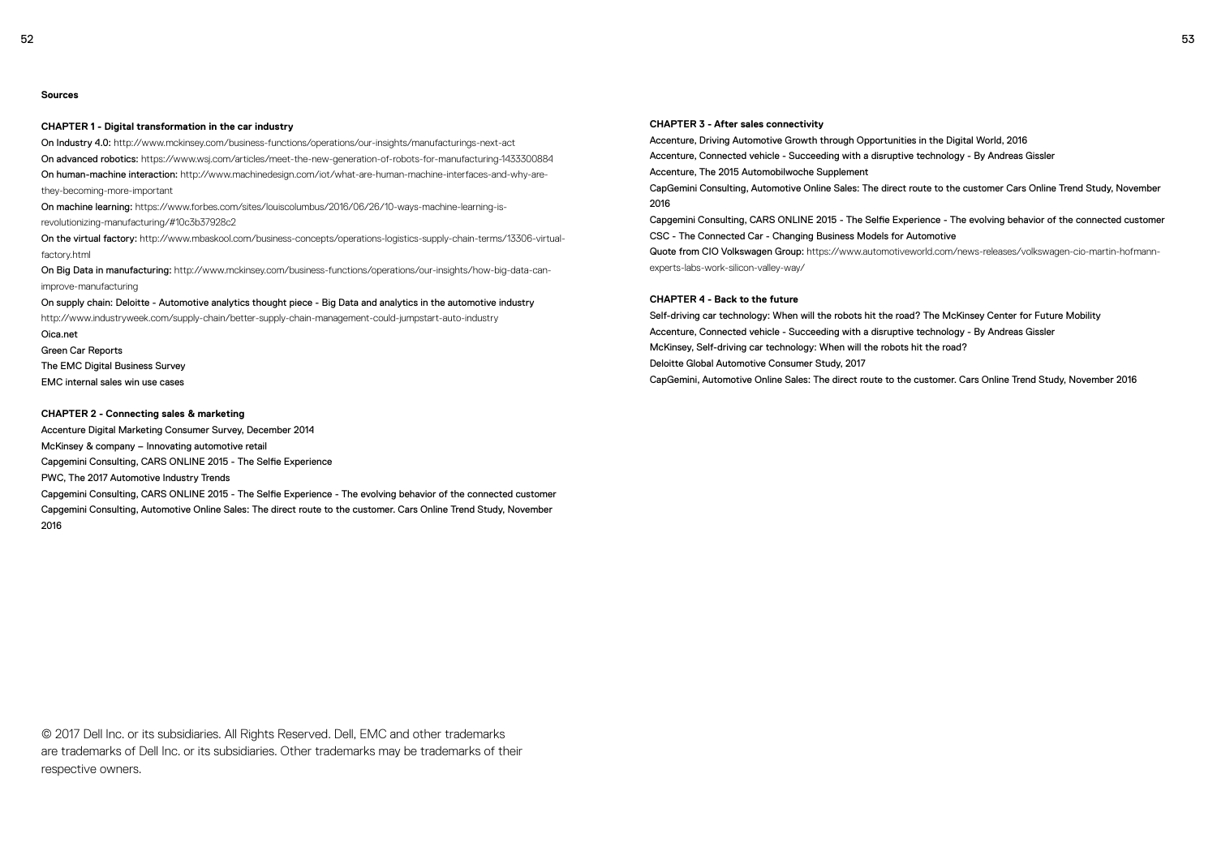**Sources**

**CHAPTER 1 - Digital transformation in the car industry**

On Industry 4.0: http://www.mckinsey.com/business-functions/operations/our-insights/manufacturings-next-act

On advanced robotics: https://www.wsj.com/articles/meet-the-new-generation-of-robots-for-manufacturing-1433300884

On human-machine interaction: http://www.machinedesign.com/iot/what-are-human-machine-interfaces-and-why-are-they-becoming-more-important

On machine learning: https://www.forbes.com/sites/louiscolumbus/2016/06/26/10-ways-machine-learning-is-revolutionizing-manufacturing/#10c3b37928c2

On the virtual factory: http://www.mbaskool.com/business-concepts/operations-logistics-supply-chain-terms/13306-virtual-factory.html

On Big Data in manufacturing: http://www.mckinsey.com/business-functions/operations/our-insights/how-big-data-can-improve-manufacturing

On supply chain: Deloitte - Automotive analytics thought piece - Big Data and analytics in the automotive industry

http://www.industryweek.com/supply-chain/better-supply-chain-management-could-jumpstart-auto-industry

Oica.net

Green Car Reports

The EMC Digital Business Survey

EMC internal sales win use cases

**CHAPTER 2 - Connecting sales & marketing**

Accenture Digital Marketing Consumer Survey, December 2014

McKinsey & company – Innovating automotive retail

Capgemini Consulting, CARS ONLINE 2015 - The Selfie Experience

PWC, The 2017 Automotive Industry Trends

Capgemini Consulting, CARS ONLINE 2015 - The Selfie Experience - The evolving behavior of the connected customer

Capgemini Consulting, Automotive Online Sales: The direct route to the customer. Cars Online Trend Study, November 2016

**CHAPTER 3 - After sales connectivity**

Accenture, Driving Automotive Growth through Opportunities in the Digital World, 2016

Accenture, Connected vehicle - Succeeding with a disruptive technology - By Andreas Gissler

Accenture, The 2015 Automobilwoche Supplement

CapGemini Consulting, Automotive Online Sales: The direct route to the customer Cars Online Trend Study, November 2016

Capgemini Consulting, CARS ONLINE 2015 - The Selfie Experience - The evolving behavior of the connected customer

CSC - The Connected Car - Changing Business Models for Automotive

Quote from CIO Volkswagen Group: https://www.automotiveworld.com/news-releases/volkswagen-cio-martin-hofmann-experts-labs-work-silicon-valley-way/

**CHAPTER 4 - Back to the future**

Self-driving car technology: When will the robots hit the road? The McKinsey Center for Future Mobility

Accenture, Connected vehicle - Succeeding with a disruptive technology - By Andreas Gissler

McKinsey, Self-driving car technology: When will the robots hit the road?

Deloitte Global Automotive Consumer Study, 2017

CapGemini, Automotive Online Sales: The direct route to the customer. Cars Online Trend Study, November 2016

© 2017 Dell Inc. or its subsidiaries. All Rights Reserved. Dell, EMC and other trademarks are trademarks of Dell Inc. or its subsidiaries. Other trademarks may be trademarks of their respective owners.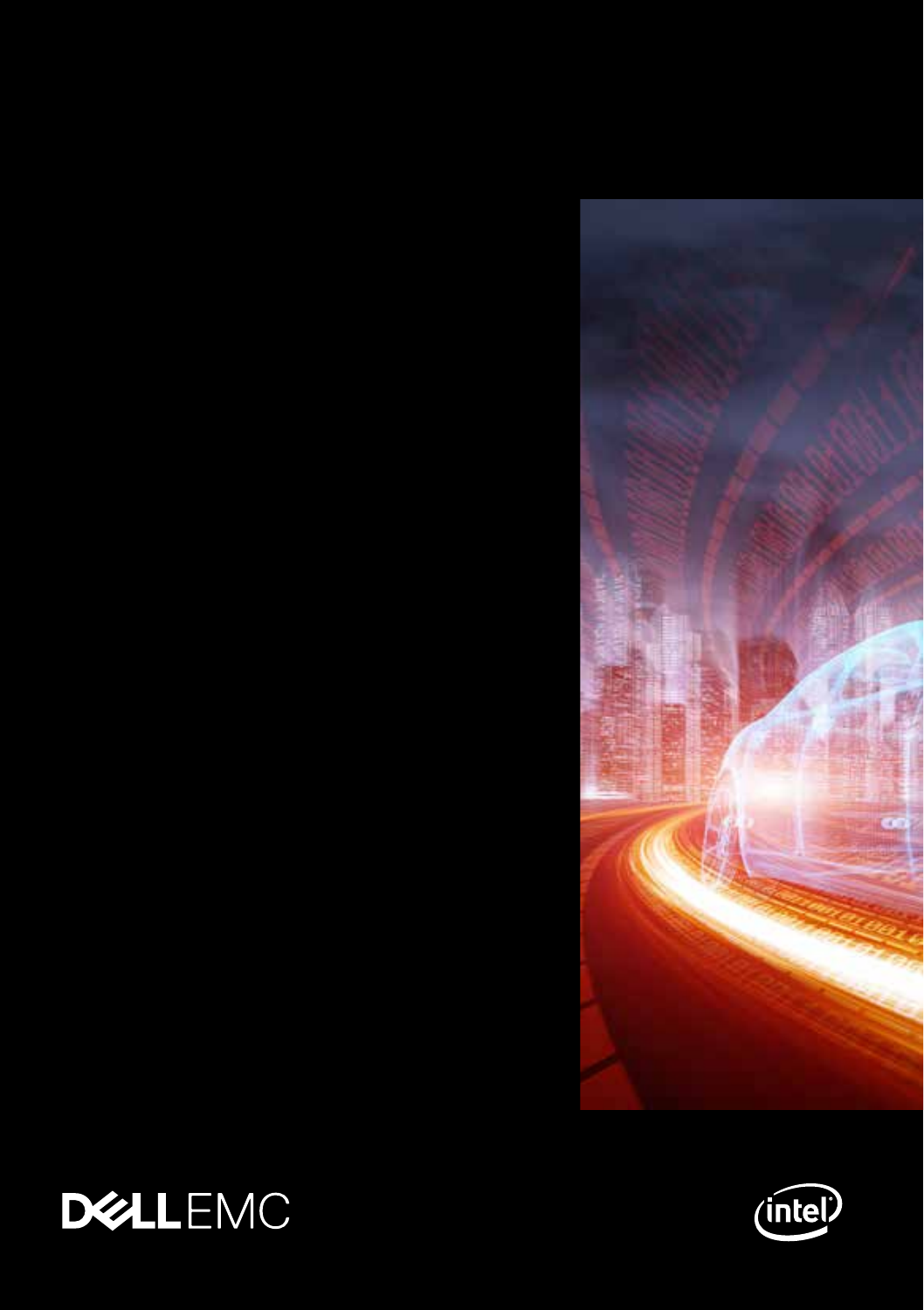DELL EMC

intel